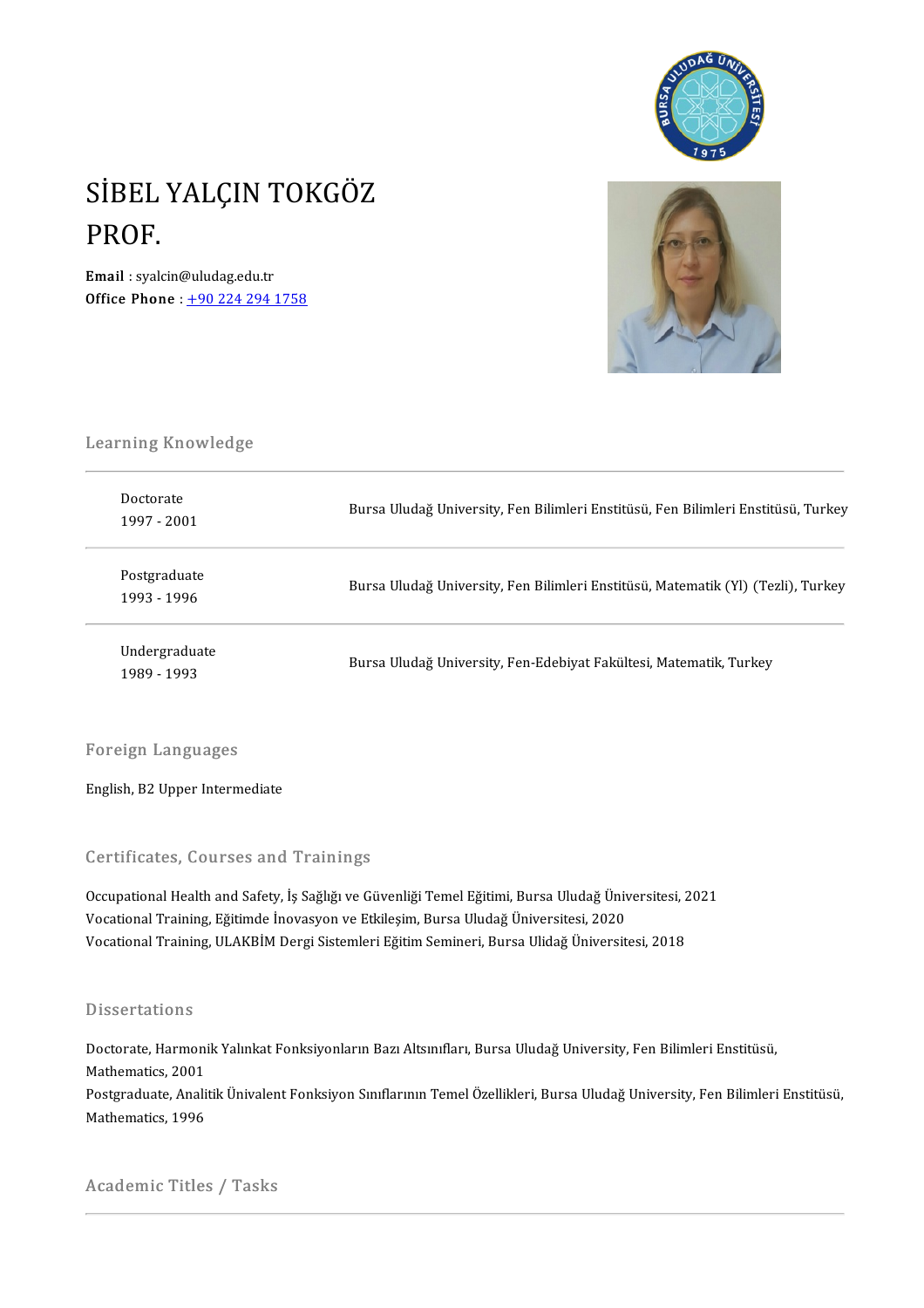# SİBEL YALÇIN TOKGÖZ
# PROF.

**Email** : syalcin@uludag.edu.tr
**Office Phone** : +90 224 294 1758

## Learning Knowledge

| | |
|---|---|
| Doctorate<br>1997 - 2001 | Bursa Uludağ University, Fen Bilimleri Enstitüsü, Fen Bilimleri Enstitüsü, Turkey |
| Postgraduate<br>1993 - 1996 | Bursa Uludağ University, Fen Bilimleri Enstitüsü, Matematik (Yl) (Tezli), Turkey |
| Undergraduate<br>1989 - 1993 | Bursa Uludağ University, Fen-Edebiyat Fakültesi, Matematik, Turkey |

## Foreign Languages

English, B2 Upper Intermediate

## Certificates, Courses and Trainings

Occupational Health and Safety, İş Sağlığı ve Güvenliği Temel Eğitimi, Bursa Uludağ Üniversitesi, 2021
Vocational Training, Eğitimde İnovasyon ve Etkileşim, Bursa Uludağ Üniversitesi, 2020
Vocational Training, ULAKBİM Dergi Sistemleri Eğitim Semineri, Bursa Ulidağ Üniversitesi, 2018

## Dissertations

Doctorate, Harmonik Yalınkat Fonksiyonların Bazı Altsınıfları, Bursa Uludağ University, Fen Bilimleri Enstitüsü, Mathematics, 2001
Postgraduate, Analitik Ünivalent Fonksiyon Sınıflarının Temel Özellikleri, Bursa Uludağ University, Fen Bilimleri Enstitüsü, Mathematics, 1996

## Academic Titles / Tasks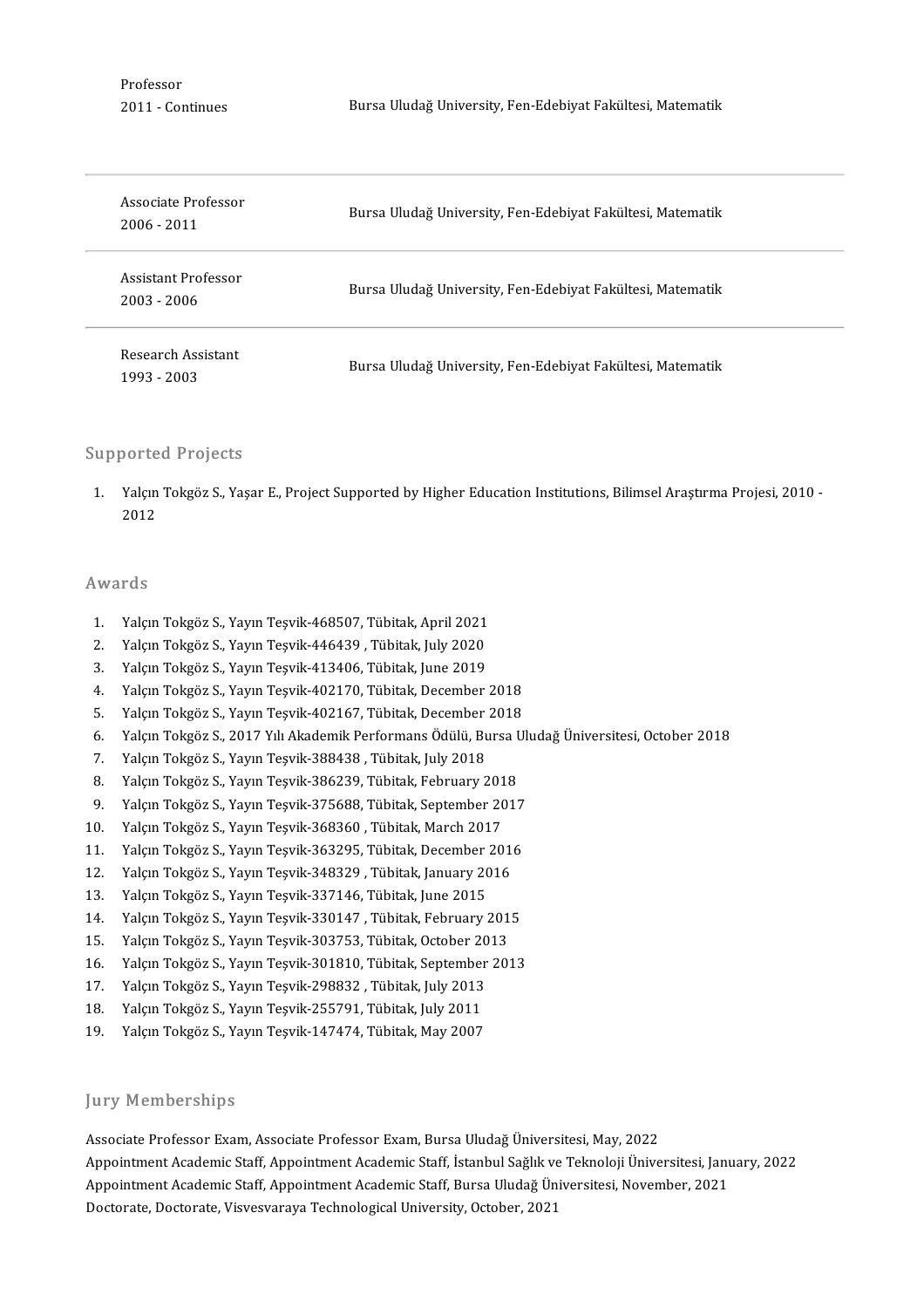Professor
2011 - Continues — Bursa Uludağ University, Fen-Edebiyat Fakültesi, Matematik

Associate Professor
2006 - 2011 — Bursa Uludağ University, Fen-Edebiyat Fakültesi, Matematik

Assistant Professor
2003 - 2006 — Bursa Uludağ University, Fen-Edebiyat Fakültesi, Matematik

Research Assistant
1993 - 2003 — Bursa Uludağ University, Fen-Edebiyat Fakültesi, Matematik

## Supported Projects

1. Yalçın Tokgöz S., Yaşar E., Project Supported by Higher Education Institutions, Bilimsel Araştırma Projesi, 2010 - 2012

## Awards

1. Yalçın Tokgöz S., Yayın Teşvik-468507, Tübitak, April 2021
2. Yalçın Tokgöz S., Yayın Teşvik-446439 , Tübitak, July 2020
3. Yalçın Tokgöz S., Yayın Teşvik-413406, Tübitak, June 2019
4. Yalçın Tokgöz S., Yayın Teşvik-402170, Tübitak, December 2018
5. Yalçın Tokgöz S., Yayın Teşvik-402167, Tübitak, December 2018
6. Yalçın Tokgöz S., 2017 Yılı Akademik Performans Ödülü, Bursa Uludağ Üniversitesi, October 2018
7. Yalçın Tokgöz S., Yayın Teşvik-388438 , Tübitak, July 2018
8. Yalçın Tokgöz S., Yayın Teşvik-386239, Tübitak, February 2018
9. Yalçın Tokgöz S., Yayın Teşvik-375688, Tübitak, September 2017
10. Yalçın Tokgöz S., Yayın Teşvik-368360 , Tübitak, March 2017
11. Yalçın Tokgöz S., Yayın Teşvik-363295, Tübitak, December 2016
12. Yalçın Tokgöz S., Yayın Teşvik-348329 , Tübitak, January 2016
13. Yalçın Tokgöz S., Yayın Teşvik-337146, Tübitak, June 2015
14. Yalçın Tokgöz S., Yayın Teşvik-330147 , Tübitak, February 2015
15. Yalçın Tokgöz S., Yayın Teşvik-303753, Tübitak, October 2013
16. Yalçın Tokgöz S., Yayın Teşvik-301810, Tübitak, September 2013
17. Yalçın Tokgöz S., Yayın Teşvik-298832 , Tübitak, July 2013
18. Yalçın Tokgöz S., Yayın Teşvik-255791, Tübitak, July 2011
19. Yalçın Tokgöz S., Yayın Teşvik-147474, Tübitak, May 2007

## Jury Memberships

Associate Professor Exam, Associate Professor Exam, Bursa Uludağ Üniversitesi, May, 2022
Appointment Academic Staff, Appointment Academic Staff, İstanbul Sağlık ve Teknoloji Üniversitesi, January, 2022
Appointment Academic Staff, Appointment Academic Staff, Bursa Uludağ Üniversitesi, November, 2021
Doctorate, Doctorate, Visvesvaraya Technological University, October, 2021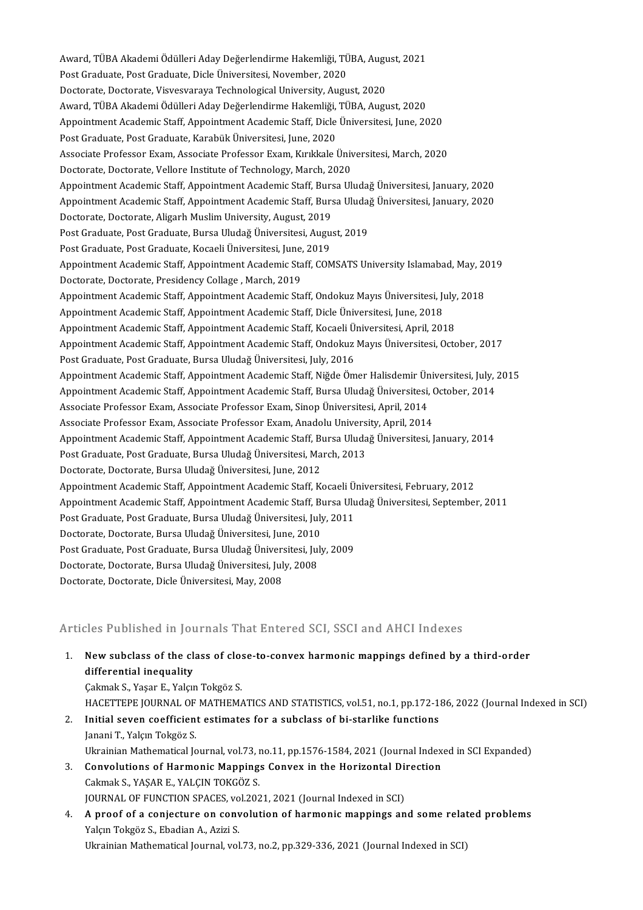Award, TÜBA Akademi Ödülleri Aday Değerlendirme Hakemliği, TÜBA, August, 2021
Post Graduate, Post Graduate, Dicle Üniversitesi, November, 2020
Doctorate, Doctorate, Visvesvaraya Technological University, August, 2020
Award, TÜBA Akademi Ödülleri Aday Değerlendirme Hakemliği, TÜBA, August, 2020
Appointment Academic Staff, Appointment Academic Staff, Dicle Üniversitesi, June, 2020
Post Graduate, Post Graduate, Karabük Üniversitesi, June, 2020
Associate Professor Exam, Associate Professor Exam, Kırıkkale Üniversitesi, March, 2020
Doctorate, Doctorate, Vellore Institute of Technology, March, 2020
Appointment Academic Staff, Appointment Academic Staff, Bursa Uludağ Üniversitesi, January, 2020
Appointment Academic Staff, Appointment Academic Staff, Bursa Uludağ Üniversitesi, January, 2020
Doctorate, Doctorate, Aligarh Muslim University, August, 2019
Post Graduate, Post Graduate, Bursa Uludağ Üniversitesi, August, 2019
Post Graduate, Post Graduate, Kocaeli Üniversitesi, June, 2019
Appointment Academic Staff, Appointment Academic Staff, COMSATS University Islamabad, May, 2019
Doctorate, Doctorate, Presidency Collage , March, 2019
Appointment Academic Staff, Appointment Academic Staff, Ondokuz Mayıs Üniversitesi, July, 2018
Appointment Academic Staff, Appointment Academic Staff, Dicle Üniversitesi, June, 2018
Appointment Academic Staff, Appointment Academic Staff, Kocaeli Üniversitesi, April, 2018
Appointment Academic Staff, Appointment Academic Staff, Ondokuz Mayıs Üniversitesi, October, 2017
Post Graduate, Post Graduate, Bursa Uludağ Üniversitesi, July, 2016
Appointment Academic Staff, Appointment Academic Staff, Niğde Ömer Halisdemir Üniversitesi, July, 2015
Appointment Academic Staff, Appointment Academic Staff, Bursa Uludağ Üniversitesi, October, 2014
Associate Professor Exam, Associate Professor Exam, Sinop Üniversitesi, April, 2014
Associate Professor Exam, Associate Professor Exam, Anadolu University, April, 2014
Appointment Academic Staff, Appointment Academic Staff, Bursa Uludağ Üniversitesi, January, 2014
Post Graduate, Post Graduate, Bursa Uludağ Üniversitesi, March, 2013
Doctorate, Doctorate, Bursa Uludağ Üniversitesi, June, 2012
Appointment Academic Staff, Appointment Academic Staff, Kocaeli Üniversitesi, February, 2012
Appointment Academic Staff, Appointment Academic Staff, Bursa Uludağ Üniversitesi, September, 2011
Post Graduate, Post Graduate, Bursa Uludağ Üniversitesi, July, 2011
Doctorate, Doctorate, Bursa Uludağ Üniversitesi, June, 2010
Post Graduate, Post Graduate, Bursa Uludağ Üniversitesi, July, 2009
Doctorate, Doctorate, Bursa Uludağ Üniversitesi, July, 2008
Doctorate, Doctorate, Dicle Üniversitesi, May, 2008

## Articles Published in Journals That Entered SCI, SSCI and AHCI Indexes

1. **New subclass of the class of close-to-convex harmonic mappings defined by a third-order differential inequality**
   Çakmak S., Yaşar E., Yalçın Tokgöz S.
   HACETTEPE JOURNAL OF MATHEMATICS AND STATISTICS, vol.51, no.1, pp.172-186, 2022 (Journal Indexed in SCI)
2. **Initial seven coefficient estimates for a subclass of bi-starlike functions**
   Janani T., Yalçın Tokgöz S.
   Ukrainian Mathematical Journal, vol.73, no.11, pp.1576-1584, 2021 (Journal Indexed in SCI Expanded)
3. **Convolutions of Harmonic Mappings Convex in the Horizontal Direction**
   Cakmak S., YAŞAR E., YALÇIN TOKGÖZ S.
   JOURNAL OF FUNCTION SPACES, vol.2021, 2021 (Journal Indexed in SCI)
4. **A proof of a conjecture on convolution of harmonic mappings and some related problems**
   Yalçın Tokgöz S., Ebadian A., Azizi S.
   Ukrainian Mathematical Journal, vol.73, no.2, pp.329-336, 2021 (Journal Indexed in SCI)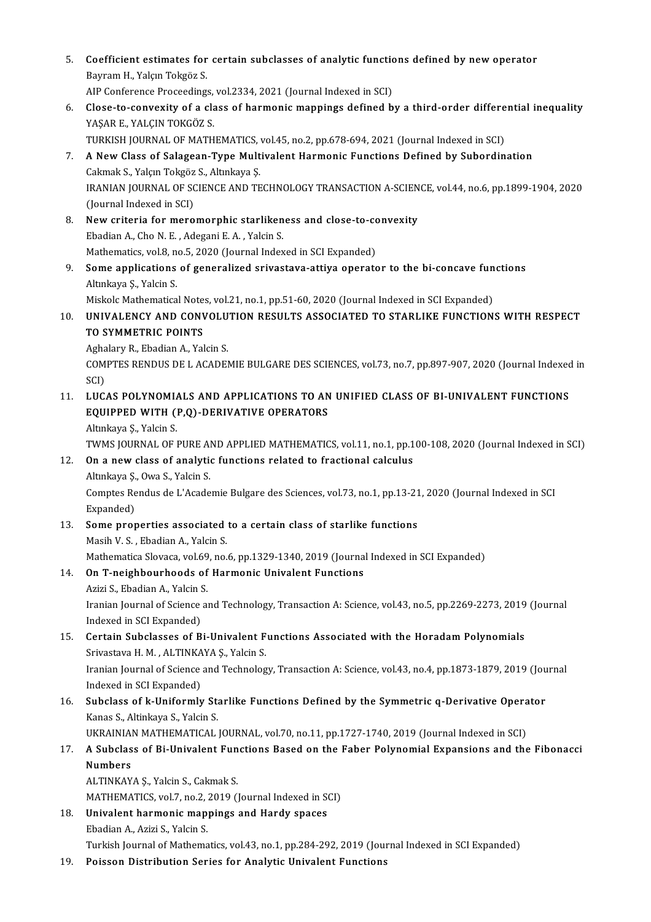5. **Coefficient estimates for certain subclasses of analytic functions defined by new operator**
   Bayram H., Yalçın Tokgöz S.
   AIP Conference Proceedings, vol.2334, 2021 (Journal Indexed in SCI)
6. **Close-to-convexity of a class of harmonic mappings defined by a third-order differential inequality**
   YAŞAR E., YALÇIN TOKGÖZ S.
   TURKISH JOURNAL OF MATHEMATICS, vol.45, no.2, pp.678-694, 2021 (Journal Indexed in SCI)
7. **A New Class of Salagean-Type Multivalent Harmonic Functions Defined by Subordination**
   Cakmak S., Yalçın Tokgöz S., Altınkaya Ş.
   IRANIAN JOURNAL OF SCIENCE AND TECHNOLOGY TRANSACTION A-SCIENCE, vol.44, no.6, pp.1899-1904, 2020 (Journal Indexed in SCI)
8. **New criteria for meromorphic starlikeness and close-to-convexity**
   Ebadian A., Cho N. E. , Adegani E. A. , Yalcin S.
   Mathematics, vol.8, no.5, 2020 (Journal Indexed in SCI Expanded)
9. **Some applications of generalized srivastava-attiya operator to the bi-concave functions**
   Altınkaya Ş., Yalcin S.
   Miskolc Mathematical Notes, vol.21, no.1, pp.51-60, 2020 (Journal Indexed in SCI Expanded)
10. **UNIVALENCY AND CONVOLUTION RESULTS ASSOCIATED TO STARLIKE FUNCTIONS WITH RESPECT TO SYMMETRIC POINTS**
    Aghalary R., Ebadian A., Yalcin S.
    COMPTES RENDUS DE L ACADEMIE BULGARE DES SCIENCES, vol.73, no.7, pp.897-907, 2020 (Journal Indexed in SCI)
11. **LUCAS POLYNOMIALS AND APPLICATIONS TO AN UNIFIED CLASS OF BI-UNIVALENT FUNCTIONS EQUIPPED WITH (P,Q)-DERIVATIVE OPERATORS**
    Altınkaya Ş., Yalcin S.
    TWMS JOURNAL OF PURE AND APPLIED MATHEMATICS, vol.11, no.1, pp.100-108, 2020 (Journal Indexed in SCI)
12. **On a new class of analytic functions related to fractional calculus**
    Altınkaya Ş., Owa S., Yalcin S.
    Comptes Rendus de L'Academie Bulgare des Sciences, vol.73, no.1, pp.13-21, 2020 (Journal Indexed in SCI Expanded)
13. **Some properties associated to a certain class of starlike functions**
    Masih V. S. , Ebadian A., Yalcin S.
    Mathematica Slovaca, vol.69, no.6, pp.1329-1340, 2019 (Journal Indexed in SCI Expanded)
14. **On T-neighbourhoods of Harmonic Univalent Functions**
    Azizi S., Ebadian A., Yalcin S.
    Iranian Journal of Science and Technology, Transaction A: Science, vol.43, no.5, pp.2269-2273, 2019 (Journal Indexed in SCI Expanded)
15. **Certain Subclasses of Bi-Univalent Functions Associated with the Horadam Polynomials**
    Srivastava H. M. , ALTINKAYA Ş., Yalcin S.
    Iranian Journal of Science and Technology, Transaction A: Science, vol.43, no.4, pp.1873-1879, 2019 (Journal Indexed in SCI Expanded)
16. **Subclass of k-Uniformly Starlike Functions Defined by the Symmetric q-Derivative Operator**
    Kanas S., Altinkaya S., Yalcin S.
    UKRAINIAN MATHEMATICAL JOURNAL, vol.70, no.11, pp.1727-1740, 2019 (Journal Indexed in SCI)
17. **A Subclass of Bi-Univalent Functions Based on the Faber Polynomial Expansions and the Fibonacci Numbers**
    ALTINKAYA Ş., Yalcin S., Cakmak S.
    MATHEMATICS, vol.7, no.2, 2019 (Journal Indexed in SCI)
18. **Univalent harmonic mappings and Hardy spaces**
    Ebadian A., Azizi S., Yalcin S.
    Turkish Journal of Mathematics, vol.43, no.1, pp.284-292, 2019 (Journal Indexed in SCI Expanded)
19. **Poisson Distribution Series for Analytic Univalent Functions**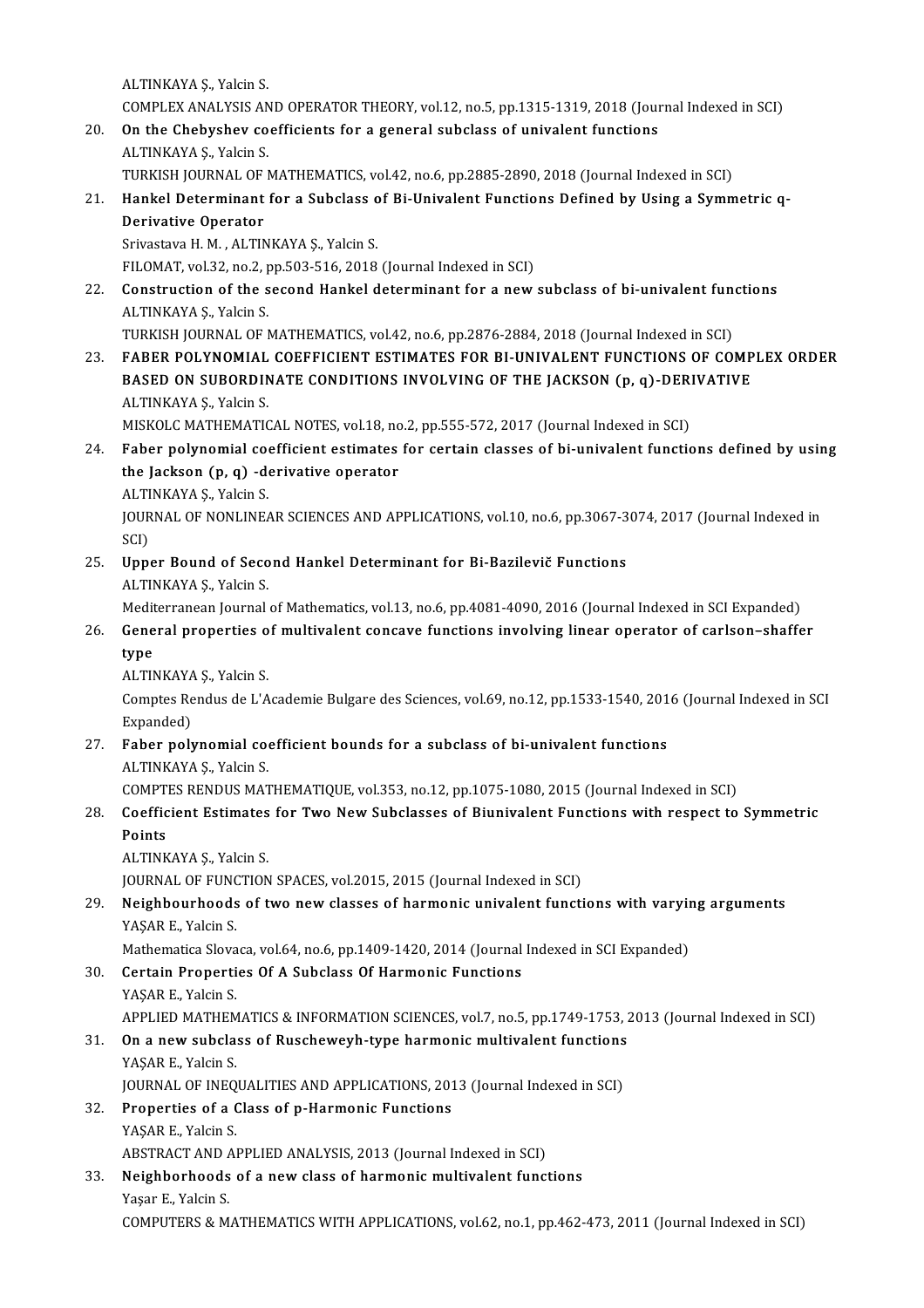ALTINKAYA Ş., Yalcin S.
COMPLEX ANALYSIS AND OPERATOR THEORY, vol.12, no.5, pp.1315-1319, 2018 (Journal Indexed in SCI)

20. **On the Chebyshev coefficients for a general subclass of univalent functions**
    ALTINKAYA Ş., Yalcin S.
    TURKISH JOURNAL OF MATHEMATICS, vol.42, no.6, pp.2885-2890, 2018 (Journal Indexed in SCI)
21. **Hankel Determinant for a Subclass of Bi-Univalent Functions Defined by Using a Symmetric q-Derivative Operator**
    Srivastava H. M. , ALTINKAYA Ş., Yalcin S.
    FILOMAT, vol.32, no.2, pp.503-516, 2018 (Journal Indexed in SCI)
22. **Construction of the second Hankel determinant for a new subclass of bi-univalent functions**
    ALTINKAYA Ş., Yalcin S.
    TURKISH JOURNAL OF MATHEMATICS, vol.42, no.6, pp.2876-2884, 2018 (Journal Indexed in SCI)
23. **FABER POLYNOMIAL COEFFICIENT ESTIMATES FOR BI-UNIVALENT FUNCTIONS OF COMPLEX ORDER BASED ON SUBORDINATE CONDITIONS INVOLVING OF THE JACKSON (p, q)-DERIVATIVE**
    ALTINKAYA Ş., Yalcin S.
    MISKOLC MATHEMATICAL NOTES, vol.18, no.2, pp.555-572, 2017 (Journal Indexed in SCI)
24. **Faber polynomial coefficient estimates for certain classes of bi-univalent functions defined by using the Jackson (p, q) -derivative operator**
    ALTINKAYA Ş., Yalcin S.
    JOURNAL OF NONLINEAR SCIENCES AND APPLICATIONS, vol.10, no.6, pp.3067-3074, 2017 (Journal Indexed in SCI)
25. **Upper Bound of Second Hankel Determinant for Bi-Bazilevič Functions**
    ALTINKAYA Ş., Yalcin S.
    Mediterranean Journal of Mathematics, vol.13, no.6, pp.4081-4090, 2016 (Journal Indexed in SCI Expanded)
26. **General properties of multivalent concave functions involving linear operator of carlson–shaffer type**
    ALTINKAYA Ş., Yalcin S.
    Comptes Rendus de L'Academie Bulgare des Sciences, vol.69, no.12, pp.1533-1540, 2016 (Journal Indexed in SCI Expanded)
27. **Faber polynomial coefficient bounds for a subclass of bi-univalent functions**
    ALTINKAYA Ş., Yalcin S.
    COMPTES RENDUS MATHEMATIQUE, vol.353, no.12, pp.1075-1080, 2015 (Journal Indexed in SCI)
28. **Coefficient Estimates for Two New Subclasses of Biunivalent Functions with respect to Symmetric Points**
    ALTINKAYA Ş., Yalcin S.
    JOURNAL OF FUNCTION SPACES, vol.2015, 2015 (Journal Indexed in SCI)
29. **Neighbourhoods of two new classes of harmonic univalent functions with varying arguments**
    YAŞAR E., Yalcin S.
    Mathematica Slovaca, vol.64, no.6, pp.1409-1420, 2014 (Journal Indexed in SCI Expanded)
30. **Certain Properties Of A Subclass Of Harmonic Functions**
    YAŞAR E., Yalcin S.
    APPLIED MATHEMATICS & INFORMATION SCIENCES, vol.7, no.5, pp.1749-1753, 2013 (Journal Indexed in SCI)
31. **On a new subclass of Ruscheweyh-type harmonic multivalent functions**
    YAŞAR E., Yalcin S.
    JOURNAL OF INEQUALITIES AND APPLICATIONS, 2013 (Journal Indexed in SCI)
32. **Properties of a Class of p-Harmonic Functions**
    YAŞAR E., Yalcin S.
    ABSTRACT AND APPLIED ANALYSIS, 2013 (Journal Indexed in SCI)
33. **Neighborhoods of a new class of harmonic multivalent functions**
    Yaşar E., Yalcin S.
    COMPUTERS & MATHEMATICS WITH APPLICATIONS, vol.62, no.1, pp.462-473, 2011 (Journal Indexed in SCI)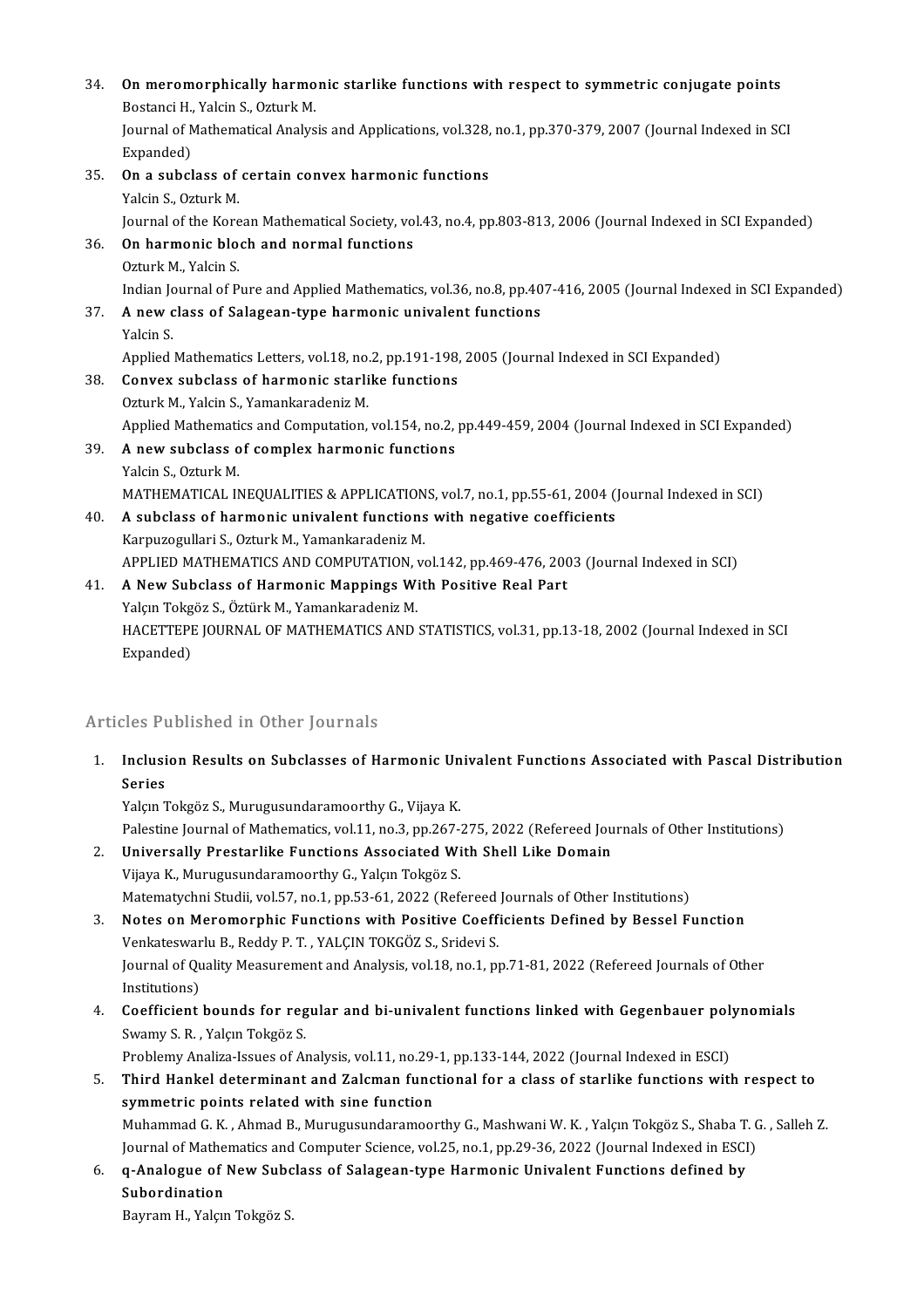34. **On meromorphically harmonic starlike functions with respect to symmetric conjugate points**
    Bostanci H., Yalcin S., Ozturk M.
    Journal of Mathematical Analysis and Applications, vol.328, no.1, pp.370-379, 2007 (Journal Indexed in SCI Expanded)
35. **On a subclass of certain convex harmonic functions**
    Yalcin S., Ozturk M.
    Journal of the Korean Mathematical Society, vol.43, no.4, pp.803-813, 2006 (Journal Indexed in SCI Expanded)
36. **On harmonic bloch and normal functions**
    Ozturk M., Yalcin S.
    Indian Journal of Pure and Applied Mathematics, vol.36, no.8, pp.407-416, 2005 (Journal Indexed in SCI Expanded)
37. **A new class of Salagean-type harmonic univalent functions**
    Yalcin S.
    Applied Mathematics Letters, vol.18, no.2, pp.191-198, 2005 (Journal Indexed in SCI Expanded)
38. **Convex subclass of harmonic starlike functions**
    Ozturk M., Yalcin S., Yamankaradeniz M.
    Applied Mathematics and Computation, vol.154, no.2, pp.449-459, 2004 (Journal Indexed in SCI Expanded)
39. **A new subclass of complex harmonic functions**
    Yalcin S., Ozturk M.
    MATHEMATICAL INEQUALITIES & APPLICATIONS, vol.7, no.1, pp.55-61, 2004 (Journal Indexed in SCI)
40. **A subclass of harmonic univalent functions with negative coefficients**
    Karpuzogullari S., Ozturk M., Yamankaradeniz M.
    APPLIED MATHEMATICS AND COMPUTATION, vol.142, pp.469-476, 2003 (Journal Indexed in SCI)
41. **A New Subclass of Harmonic Mappings With Positive Real Part**
    Yalçın Tokgöz S., Öztürk M., Yamankaradeniz M.
    HACETTEPE JOURNAL OF MATHEMATICS AND STATISTICS, vol.31, pp.13-18, 2002 (Journal Indexed in SCI Expanded)

## Articles Published in Other Journals

1. **Inclusion Results on Subclasses of Harmonic Univalent Functions Associated with Pascal Distribution Series**
   Yalçın Tokgöz S., Murugusundaramoorthy G., Vijaya K.
   Palestine Journal of Mathematics, vol.11, no.3, pp.267-275, 2022 (Refereed Journals of Other Institutions)
2. **Universally Prestarlike Functions Associated With Shell Like Domain**
   Vijaya K., Murugusundaramoorthy G., Yalçın Tokgöz S.
   Matematychni Studii, vol.57, no.1, pp.53-61, 2022 (Refereed Journals of Other Institutions)
3. **Notes on Meromorphic Functions with Positive Coefficients Defined by Bessel Function**
   Venkateswarlu B., Reddy P. T. , YALÇIN TOKGÖZ S., Sridevi S.
   Journal of Quality Measurement and Analysis, vol.18, no.1, pp.71-81, 2022 (Refereed Journals of Other Institutions)
4. **Coefficient bounds for regular and bi-univalent functions linked with Gegenbauer polynomials**
   Swamy S. R. , Yalçın Tokgöz S.
   Problemy Analiza-Issues of Analysis, vol.11, no.29-1, pp.133-144, 2022 (Journal Indexed in ESCI)
5. **Third Hankel determinant and Zalcman functional for a class of starlike functions with respect to symmetric points related with sine function**
   Muhammad G. K. , Ahmad B., Murugusundaramoorthy G., Mashwani W. K. , Yalçın Tokgöz S., Shaba T. G. , Salleh Z.
   Journal of Mathematics and Computer Science, vol.25, no.1, pp.29-36, 2022 (Journal Indexed in ESCI)
6. **q-Analogue of New Subclass of Salagean-type Harmonic Univalent Functions defined by Subordination**
   Bayram H., Yalçın Tokgöz S.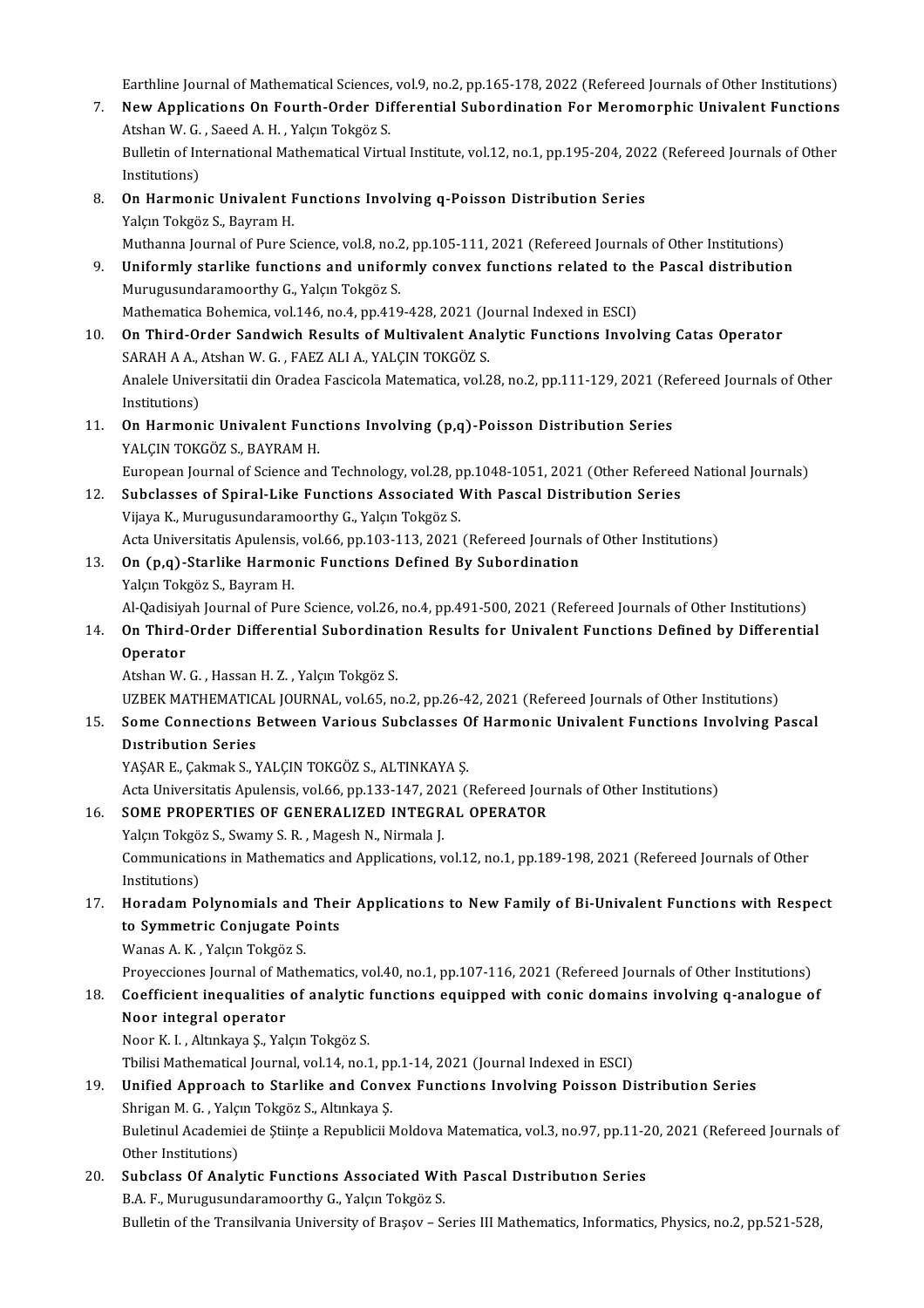Earthline Journal of Mathematical Sciences, vol.9, no.2, pp.165-178, 2022 (Refereed Journals of Other Institutions)

7. **New Applications On Fourth-Order Differential Subordination For Meromorphic Univalent Functions**
   Atshan W. G. , Saeed A. H. , Yalçın Tokgöz S.
   Bulletin of International Mathematical Virtual Institute, vol.12, no.1, pp.195-204, 2022 (Refereed Journals of Other Institutions)
8. **On Harmonic Univalent Functions Involving q-Poisson Distribution Series**
   Yalçın Tokgöz S., Bayram H.
   Muthanna Journal of Pure Science, vol.8, no.2, pp.105-111, 2021 (Refereed Journals of Other Institutions)
9. **Uniformly starlike functions and uniformly convex functions related to the Pascal distribution**
   Murugusundaramoorthy G., Yalçın Tokgöz S.
   Mathematica Bohemica, vol.146, no.4, pp.419-428, 2021 (Journal Indexed in ESCI)
10. **On Third-Order Sandwich Results of Multivalent Analytic Functions Involving Catas Operator**
    SARAH A A., Atshan W. G. , FAEZ ALI A., YALÇIN TOKGÖZ S.
    Analele Universitatii din Oradea Fascicola Matematica, vol.28, no.2, pp.111-129, 2021 (Refereed Journals of Other Institutions)
11. **On Harmonic Univalent Functions Involving (p,q)-Poisson Distribution Series**
    YALÇIN TOKGÖZ S., BAYRAM H.
    European Journal of Science and Technology, vol.28, pp.1048-1051, 2021 (Other Refereed National Journals)
12. **Subclasses of Spiral-Like Functions Associated With Pascal Distribution Series**
    Vijaya K., Murugusundaramoorthy G., Yalçın Tokgöz S.
    Acta Universitatis Apulensis, vol.66, pp.103-113, 2021 (Refereed Journals of Other Institutions)
13. **On (p,q)-Starlike Harmonic Functions Defined By Subordination**
    Yalçın Tokgöz S., Bayram H.
    Al-Qadisiyah Journal of Pure Science, vol.26, no.4, pp.491-500, 2021 (Refereed Journals of Other Institutions)
14. **On Third-Order Differential Subordination Results for Univalent Functions Defined by Differential Operator**
    Atshan W. G. , Hassan H. Z. , Yalçın Tokgöz S.
    UZBEK MATHEMATICAL JOURNAL, vol.65, no.2, pp.26-42, 2021 (Refereed Journals of Other Institutions)
15. **Some Connections Between Various Subclasses Of Harmonic Univalent Functions Involving Pascal Dıstribution Series**
    YAŞAR E., Çakmak S., YALÇIN TOKGÖZ S., ALTINKAYA Ş.
    Acta Universitatis Apulensis, vol.66, pp.133-147, 2021 (Refereed Journals of Other Institutions)
16. **SOME PROPERTIES OF GENERALIZED INTEGRAL OPERATOR**
    Yalçın Tokgöz S., Swamy S. R. , Magesh N., Nirmala J.
    Communications in Mathematics and Applications, vol.12, no.1, pp.189-198, 2021 (Refereed Journals of Other Institutions)
17. **Horadam Polynomials and Their Applications to New Family of Bi-Univalent Functions with Respect to Symmetric Conjugate Points**
    Wanas A. K. , Yalçın Tokgöz S.
    Proyecciones Journal of Mathematics, vol.40, no.1, pp.107-116, 2021 (Refereed Journals of Other Institutions)
18. **Coefficient inequalities of analytic functions equipped with conic domains involving q-analogue of Noor integral operator**
    Noor K. I. , Altınkaya Ş., Yalçın Tokgöz S.
    Tbilisi Mathematical Journal, vol.14, no.1, pp.1-14, 2021 (Journal Indexed in ESCI)
19. **Unified Approach to Starlike and Convex Functions Involving Poisson Distribution Series**
    Shrigan M. G. , Yalçın Tokgöz S., Altınkaya Ş.
    Buletinul Academiei de Ştiinţe a Republicii Moldova Matematica, vol.3, no.97, pp.11-20, 2021 (Refereed Journals of Other Institutions)
20. **Subclass Of Analytic Functions Associated With Pascal Dıstributıon Series**
    B.A. F., Murugusundaramoorthy G., Yalçın Tokgöz S.
    Bulletin of the Transilvania University of Braşov – Series III Mathematics, Informatics, Physics, no.2, pp.521-528,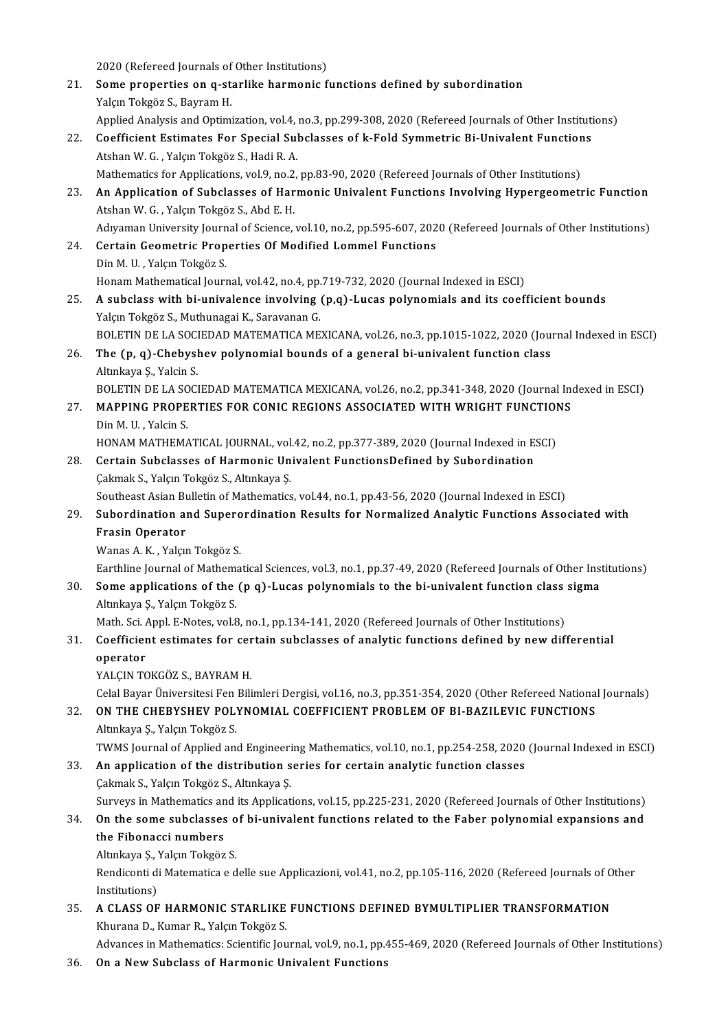2020 (Refereed Journals of Other Institutions)

21. **Some properties on q-starlike harmonic functions defined by subordination**
    Yalçın Tokgöz S., Bayram H.
    Applied Analysis and Optimization, vol.4, no.3, pp.299-308, 2020 (Refereed Journals of Other Institutions)
22. **Coefficient Estimates For Special Subclasses of k-Fold Symmetric Bi-Univalent Functions**
    Atshan W. G. , Yalçın Tokgöz S., Hadi R. A.
    Mathematics for Applications, vol.9, no.2, pp.83-90, 2020 (Refereed Journals of Other Institutions)
23. **An Application of Subclasses of Harmonic Univalent Functions Involving Hypergeometric Function**
    Atshan W. G. , Yalçın Tokgöz S., Abd E. H.
    Adıyaman University Journal of Science, vol.10, no.2, pp.595-607, 2020 (Refereed Journals of Other Institutions)
24. **Certain Geometric Properties Of Modified Lommel Functions**
    Din M. U. , Yalçın Tokgöz S.
    Honam Mathematical Journal, vol.42, no.4, pp.719-732, 2020 (Journal Indexed in ESCI)
25. **A subclass with bi-univalence involving (p,q)-Lucas polynomials and its coefficient bounds**
    Yalçın Tokgöz S., Muthunagai K., Saravanan G.
    BOLETIN DE LA SOCIEDAD MATEMATICA MEXICANA, vol.26, no.3, pp.1015-1022, 2020 (Journal Indexed in ESCI)
26. **The (p, q)-Chebyshev polynomial bounds of a general bi-univalent function class**
    Altınkaya Ş., Yalcin S.
    BOLETIN DE LA SOCIEDAD MATEMATICA MEXICANA, vol.26, no.2, pp.341-348, 2020 (Journal Indexed in ESCI)
27. **MAPPING PROPERTIES FOR CONIC REGIONS ASSOCIATED WITH WRIGHT FUNCTIONS**
    Din M. U. , Yalcin S.
    HONAM MATHEMATICAL JOURNAL, vol.42, no.2, pp.377-389, 2020 (Journal Indexed in ESCI)
28. **Certain Subclasses of Harmonic Univalent FunctionsDefined by Subordination**
    Çakmak S., Yalçın Tokgöz S., Altınkaya Ş.
    Southeast Asian Bulletin of Mathematics, vol.44, no.1, pp.43-56, 2020 (Journal Indexed in ESCI)
29. **Subordination and Superordination Results for Normalized Analytic Functions Associated with Frasin Operator**
    Wanas A. K. , Yalçın Tokgöz S.
    Earthline Journal of Mathematical Sciences, vol.3, no.1, pp.37-49, 2020 (Refereed Journals of Other Institutions)
30. **Some applications of the (p q)-Lucas polynomials to the bi-univalent function class sigma**
    Altınkaya Ş., Yalçın Tokgöz S.
    Math. Sci. Appl. E-Notes, vol.8, no.1, pp.134-141, 2020 (Refereed Journals of Other Institutions)
31. **Coefficient estimates for certain subclasses of analytic functions defined by new differential operator**
    YALÇIN TOKGÖZ S., BAYRAM H.
    Celal Bayar Üniversitesi Fen Bilimleri Dergisi, vol.16, no.3, pp.351-354, 2020 (Other Refereed National Journals)
32. **ON THE CHEBYSHEV POLYNOMIAL COEFFICIENT PROBLEM OF BI-BAZILEVIC FUNCTIONS**
    Altınkaya Ş., Yalçın Tokgöz S.
    TWMS Journal of Applied and Engineering Mathematics, vol.10, no.1, pp.254-258, 2020 (Journal Indexed in ESCI)
33. **An application of the distribution series for certain analytic function classes**
    Çakmak S., Yalçın Tokgöz S., Altınkaya Ş.
    Surveys in Mathematics and its Applications, vol.15, pp.225-231, 2020 (Refereed Journals of Other Institutions)
34. **On the some subclasses of bi-univalent functions related to the Faber polynomial expansions and the Fibonacci numbers**
    Altınkaya Ş., Yalçın Tokgöz S.
    Rendiconti di Matematica e delle sue Applicazioni, vol.41, no.2, pp.105-116, 2020 (Refereed Journals of Other Institutions)
35. **A CLASS OF HARMONIC STARLIKE FUNCTIONS DEFINED BYMULTIPLIER TRANSFORMATION**
    Khurana D., Kumar R., Yalçın Tokgöz S.
    Advances in Mathematics: Scientific Journal, vol.9, no.1, pp.455-469, 2020 (Refereed Journals of Other Institutions)
36. **On a New Subclass of Harmonic Univalent Functions**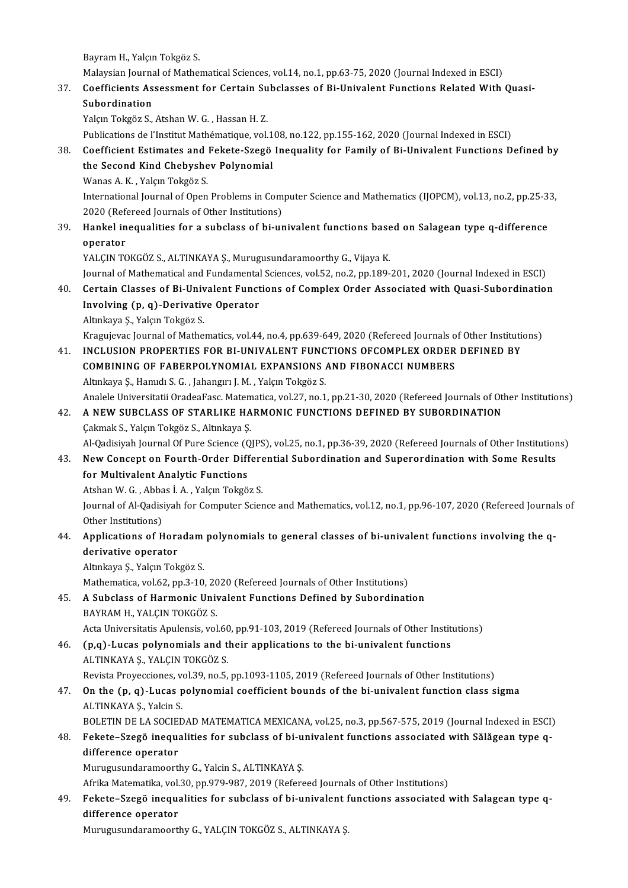Bayram H., Yalçın Tokgöz S.
Malaysian Journal of Mathematical Sciences, vol.14, no.1, pp.63-75, 2020 (Journal Indexed in ESCI)

37. **Coefficients Assessment for Certain Subclasses of Bi-Univalent Functions Related With Quasi-Subordination**
Yalçın Tokgöz S., Atshan W. G. , Hassan H. Z.
Publications de l'Institut Mathématique, vol.108, no.122, pp.155-162, 2020 (Journal Indexed in ESCI)

38. **Coefficient Estimates and Fekete-Szegö Inequality for Family of Bi-Univalent Functions Defined by the Second Kind Chebyshev Polynomial**
Wanas A. K. , Yalçın Tokgöz S.
International Journal of Open Problems in Computer Science and Mathematics (IJOPCM), vol.13, no.2, pp.25-33, 2020 (Refereed Journals of Other Institutions)

39. **Hankel inequalities for a subclass of bi-univalent functions based on Salagean type q-difference operator**
YALÇIN TOKGÖZ S., ALTINKAYA Ş., Murugusundaramoorthy G., Vijaya K.
Journal of Mathematical and Fundamental Sciences, vol.52, no.2, pp.189-201, 2020 (Journal Indexed in ESCI)

40. **Certain Classes of Bi-Univalent Functions of Complex Order Associated with Quasi-Subordination Involving (p, q)-Derivative Operator**
Altınkaya Ş., Yalçın Tokgöz S.
Kragujevac Journal of Mathematics, vol.44, no.4, pp.639-649, 2020 (Refereed Journals of Other Institutions)

41. **INCLUSION PROPERTIES FOR BI-UNIVALENT FUNCTIONS OFCOMPLEX ORDER DEFINED BY COMBINING OF FABERPOLYNOMIAL EXPANSIONS AND FIBONACCI NUMBERS**
Altınkaya Ş., Hamıdı S. G. , Jahangırı J. M. , Yalçın Tokgöz S.
Analele Universitatii OradeaFasc. Matematica, vol.27, no.1, pp.21-30, 2020 (Refereed Journals of Other Institutions)

42. **A NEW SUBCLASS OF STARLIKE HARMONIC FUNCTIONS DEFINED BY SUBORDINATION**
Çakmak S., Yalçın Tokgöz S., Altınkaya Ş.
Al-Qadisiyah Journal Of Pure Science (QJPS), vol.25, no.1, pp.36-39, 2020 (Refereed Journals of Other Institutions)

43. **New Concept on Fourth-Order Differential Subordination and Superordination with Some Results for Multivalent Analytic Functions**
Atshan W. G. , Abbas İ. A. , Yalçın Tokgöz S.
Journal of Al-Qadisiyah for Computer Science and Mathematics, vol.12, no.1, pp.96-107, 2020 (Refereed Journals of Other Institutions)

44. **Applications of Horadam polynomials to general classes of bi-univalent functions involving the q-derivative operator**
Altınkaya Ş., Yalçın Tokgöz S.
Mathematica, vol.62, pp.3-10, 2020 (Refereed Journals of Other Institutions)

45. **A Subclass of Harmonic Univalent Functions Defined by Subordination**
BAYRAM H., YALÇIN TOKGÖZ S.
Acta Universitatis Apulensis, vol.60, pp.91-103, 2019 (Refereed Journals of Other Institutions)

46. **(p,q)-Lucas polynomials and their applications to the bi-univalent functions**
ALTINKAYA Ş., YALÇIN TOKGÖZ S.
Revista Proyecciones, vol.39, no.5, pp.1093-1105, 2019 (Refereed Journals of Other Institutions)

47. **On the (p, q)-Lucas polynomial coefficient bounds of the bi-univalent function class sigma**
ALTINKAYA Ş., Yalcin S.
BOLETIN DE LA SOCIEDAD MATEMATICA MEXICANA, vol.25, no.3, pp.567-575, 2019 (Journal Indexed in ESCI)

48. **Fekete–Szegö inequalities for subclass of bi-univalent functions associated with Sălăgean type q-difference operator**
Murugusundaramoorthy G., Yalcin S., ALTINKAYA Ş.
Afrika Matematika, vol.30, pp.979-987, 2019 (Refereed Journals of Other Institutions)

49. **Fekete–Szegö inequalities for subclass of bi-univalent functions associated with Salagean type q-difference operator**
Murugusundaramoorthy G., YALÇIN TOKGÖZ S., ALTINKAYA Ş.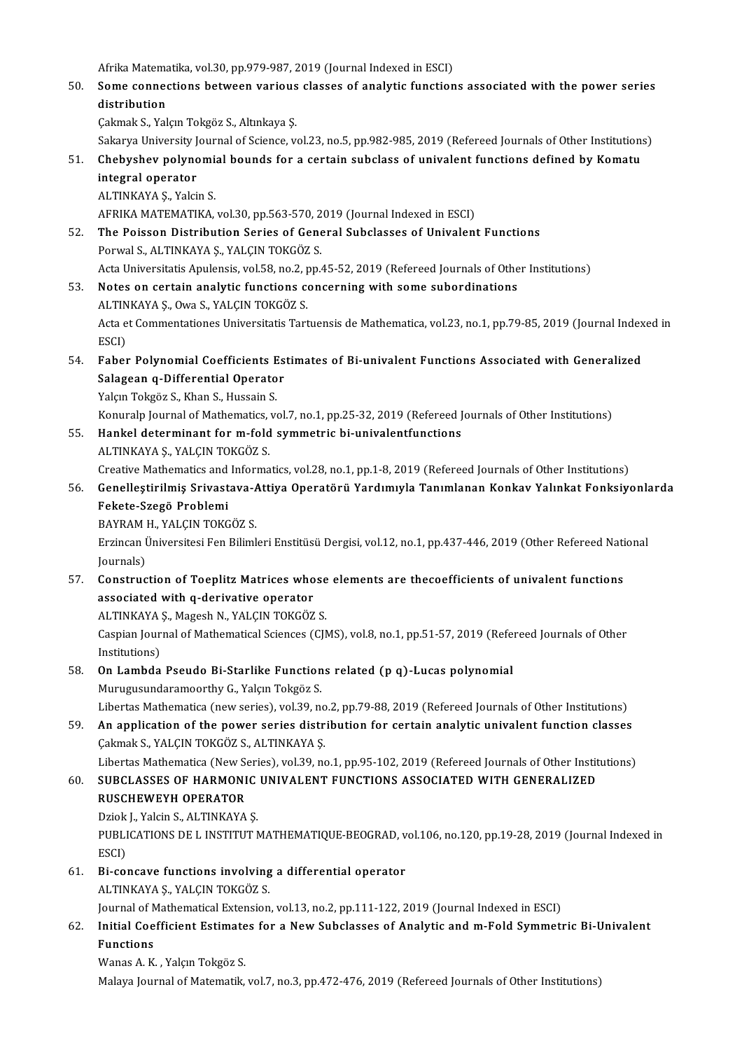Afrika Matematika, vol.30, pp.979-987, 2019 (Journal Indexed in ESCI)

50. **Some connections between various classes of analytic functions associated with the power series distribution**
Çakmak S., Yalçın Tokgöz S., Altınkaya Ş.
Sakarya University Journal of Science, vol.23, no.5, pp.982-985, 2019 (Refereed Journals of Other Institutions)

51. **Chebyshev polynomial bounds for a certain subclass of univalent functions defined by Komatu integral operator**
ALTINKAYA Ş., Yalcin S.
AFRIKA MATEMATIKA, vol.30, pp.563-570, 2019 (Journal Indexed in ESCI)

52. **The Poisson Distribution Series of General Subclasses of Univalent Functions**
Porwal S., ALTINKAYA Ş., YALÇIN TOKGÖZ S.
Acta Universitatis Apulensis, vol.58, no.2, pp.45-52, 2019 (Refereed Journals of Other Institutions)

53. **Notes on certain analytic functions concerning with some subordinations**
ALTINKAYA Ş., Owa S., YALÇIN TOKGÖZ S.
Acta et Commentationes Universitatis Tartuensis de Mathematica, vol.23, no.1, pp.79-85, 2019 (Journal Indexed in ESCI)

54. **Faber Polynomial Coefficients Estimates of Bi-univalent Functions Associated with Generalized Salagean q-Differential Operator**
Yalçın Tokgöz S., Khan S., Hussain S.
Konuralp Journal of Mathematics, vol.7, no.1, pp.25-32, 2019 (Refereed Journals of Other Institutions)

55. **Hankel determinant for m-fold symmetric bi-univalentfunctions**
ALTINKAYA Ş., YALÇIN TOKGÖZ S.
Creative Mathematics and Informatics, vol.28, no.1, pp.1-8, 2019 (Refereed Journals of Other Institutions)

56. **Genelleştirilmiş Srivastava-Attiya Operatörü Yardımıyla Tanımlanan Konkav Yalınkat Fonksiyonlarda Fekete-Szegö Problemi**
BAYRAM H., YALÇIN TOKGÖZ S.
Erzincan Üniversitesi Fen Bilimleri Enstitüsü Dergisi, vol.12, no.1, pp.437-446, 2019 (Other Refereed National Journals)

57. **Construction of Toeplitz Matrices whose elements are thecoefficients of univalent functions associated with q-derivative operator**
ALTINKAYA Ş., Magesh N., YALÇIN TOKGÖZ S.
Caspian Journal of Mathematical Sciences (CJMS), vol.8, no.1, pp.51-57, 2019 (Refereed Journals of Other Institutions)

58. **On Lambda Pseudo Bi-Starlike Functions related (p q)-Lucas polynomial**
Murugusundaramoorthy G., Yalçın Tokgöz S.
Libertas Mathematica (new series), vol.39, no.2, pp.79-88, 2019 (Refereed Journals of Other Institutions)

59. **An application of the power series distribution for certain analytic univalent function classes**
Çakmak S., YALÇIN TOKGÖZ S., ALTINKAYA Ş.
Libertas Mathematica (New Series), vol.39, no.1, pp.95-102, 2019 (Refereed Journals of Other Institutions)

60. **SUBCLASSES OF HARMONIC UNIVALENT FUNCTIONS ASSOCIATED WITH GENERALIZED RUSCHEWEYH OPERATOR**
Dziok J., Yalcin S., ALTINKAYA Ş.
PUBLICATIONS DE L INSTITUT MATHEMATIQUE-BEOGRAD, vol.106, no.120, pp.19-28, 2019 (Journal Indexed in ESCI)

61. **Bi-concave functions involving a differential operator**
ALTINKAYA Ş., YALÇIN TOKGÖZ S.
Journal of Mathematical Extension, vol.13, no.2, pp.111-122, 2019 (Journal Indexed in ESCI)

62. **Initial Coefficient Estimates for a New Subclasses of Analytic and m-Fold Symmetric Bi-Univalent Functions**
Wanas A. K. , Yalçın Tokgöz S.
Malaya Journal of Matematik, vol.7, no.3, pp.472-476, 2019 (Refereed Journals of Other Institutions)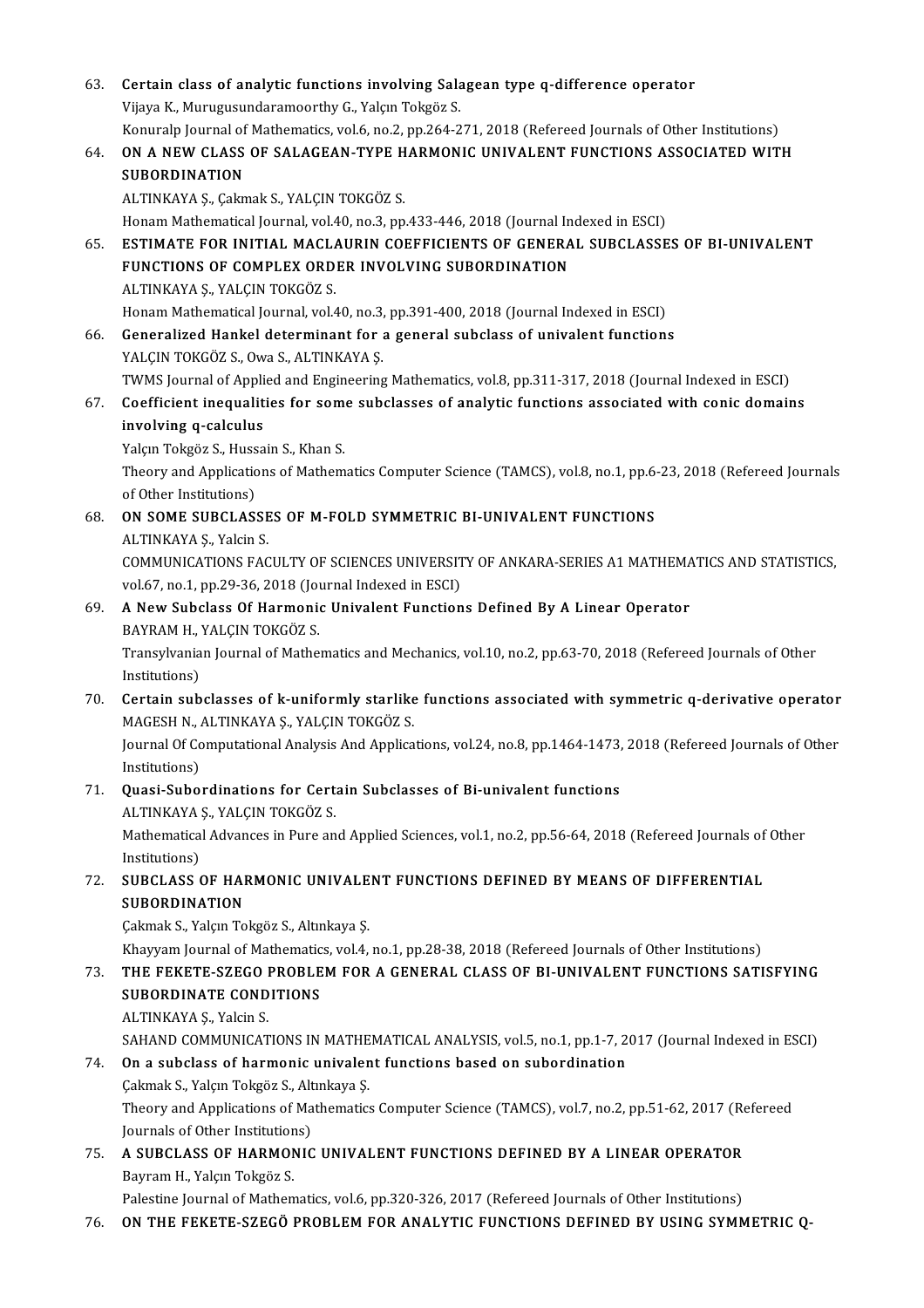63. **Certain class of analytic functions involving Salagean type q-difference operator**
Vijaya K., Murugusundaramoorthy G., Yalçın Tokgöz S.
Konuralp Journal of Mathematics, vol.6, no.2, pp.264-271, 2018 (Refereed Journals of Other Institutions)

64. **ON A NEW CLASS OF SALAGEAN-TYPE HARMONIC UNIVALENT FUNCTIONS ASSOCIATED WITH SUBORDINATION**
ALTINKAYA Ş., Çakmak S., YALÇIN TOKGÖZ S.
Honam Mathematical Journal, vol.40, no.3, pp.433-446, 2018 (Journal Indexed in ESCI)

65. **ESTIMATE FOR INITIAL MACLAURIN COEFFICIENTS OF GENERAL SUBCLASSES OF BI-UNIVALENT FUNCTIONS OF COMPLEX ORDER INVOLVING SUBORDINATION**
ALTINKAYA Ş., YALÇIN TOKGÖZ S.
Honam Mathematical Journal, vol.40, no.3, pp.391-400, 2018 (Journal Indexed in ESCI)

66. **Generalized Hankel determinant for a general subclass of univalent functions**
YALÇIN TOKGÖZ S., Owa S., ALTINKAYA Ş.
TWMS Journal of Applied and Engineering Mathematics, vol.8, pp.311-317, 2018 (Journal Indexed in ESCI)

67. **Coefficient inequalities for some subclasses of analytic functions associated with conic domains involving q-calculus**
Yalçın Tokgöz S., Hussain S., Khan S.
Theory and Applications of Mathematics Computer Science (TAMCS), vol.8, no.1, pp.6-23, 2018 (Refereed Journals of Other Institutions)

68. **ON SOME SUBCLASSES OF M-FOLD SYMMETRIC BI-UNIVALENT FUNCTIONS**
ALTINKAYA Ş., Yalcin S.
COMMUNICATIONS FACULTY OF SCIENCES UNIVERSITY OF ANKARA-SERIES A1 MATHEMATICS AND STATISTICS, vol.67, no.1, pp.29-36, 2018 (Journal Indexed in ESCI)

69. **A New Subclass Of Harmonic Univalent Functions Defined By A Linear Operator**
BAYRAM H., YALÇIN TOKGÖZ S.
Transylvanian Journal of Mathematics and Mechanics, vol.10, no.2, pp.63-70, 2018 (Refereed Journals of Other Institutions)

70. **Certain subclasses of k-uniformly starlike functions associated with symmetric q-derivative operator**
MAGESH N., ALTINKAYA Ş., YALÇIN TOKGÖZ S.
Journal Of Computational Analysis And Applications, vol.24, no.8, pp.1464-1473, 2018 (Refereed Journals of Other Institutions)

71. **Quasi-Subordinations for Certain Subclasses of Bi-univalent functions**
ALTINKAYA Ş., YALÇIN TOKGÖZ S.
Mathematical Advances in Pure and Applied Sciences, vol.1, no.2, pp.56-64, 2018 (Refereed Journals of Other Institutions)

72. **SUBCLASS OF HARMONIC UNIVALENT FUNCTIONS DEFINED BY MEANS OF DIFFERENTIAL SUBORDINATION**
Çakmak S., Yalçın Tokgöz S., Altınkaya Ş.
Khayyam Journal of Mathematics, vol.4, no.1, pp.28-38, 2018 (Refereed Journals of Other Institutions)

73. **THE FEKETE-SZEGO PROBLEM FOR A GENERAL CLASS OF BI-UNIVALENT FUNCTIONS SATISFYING SUBORDINATE CONDITIONS**
ALTINKAYA Ş., Yalcin S.
SAHAND COMMUNICATIONS IN MATHEMATICAL ANALYSIS, vol.5, no.1, pp.1-7, 2017 (Journal Indexed in ESCI)

74. **On a subclass of harmonic univalent functions based on subordination**
Çakmak S., Yalçın Tokgöz S., Altınkaya Ş.
Theory and Applications of Mathematics Computer Science (TAMCS), vol.7, no.2, pp.51-62, 2017 (Refereed Journals of Other Institutions)

75. **A SUBCLASS OF HARMONIC UNIVALENT FUNCTIONS DEFINED BY A LINEAR OPERATOR**
Bayram H., Yalçın Tokgöz S.
Palestine Journal of Mathematics, vol.6, pp.320-326, 2017 (Refereed Journals of Other Institutions)

76. **ON THE FEKETE-SZEGÖ PROBLEM FOR ANALYTIC FUNCTIONS DEFINED BY USING SYMMETRIC Q-**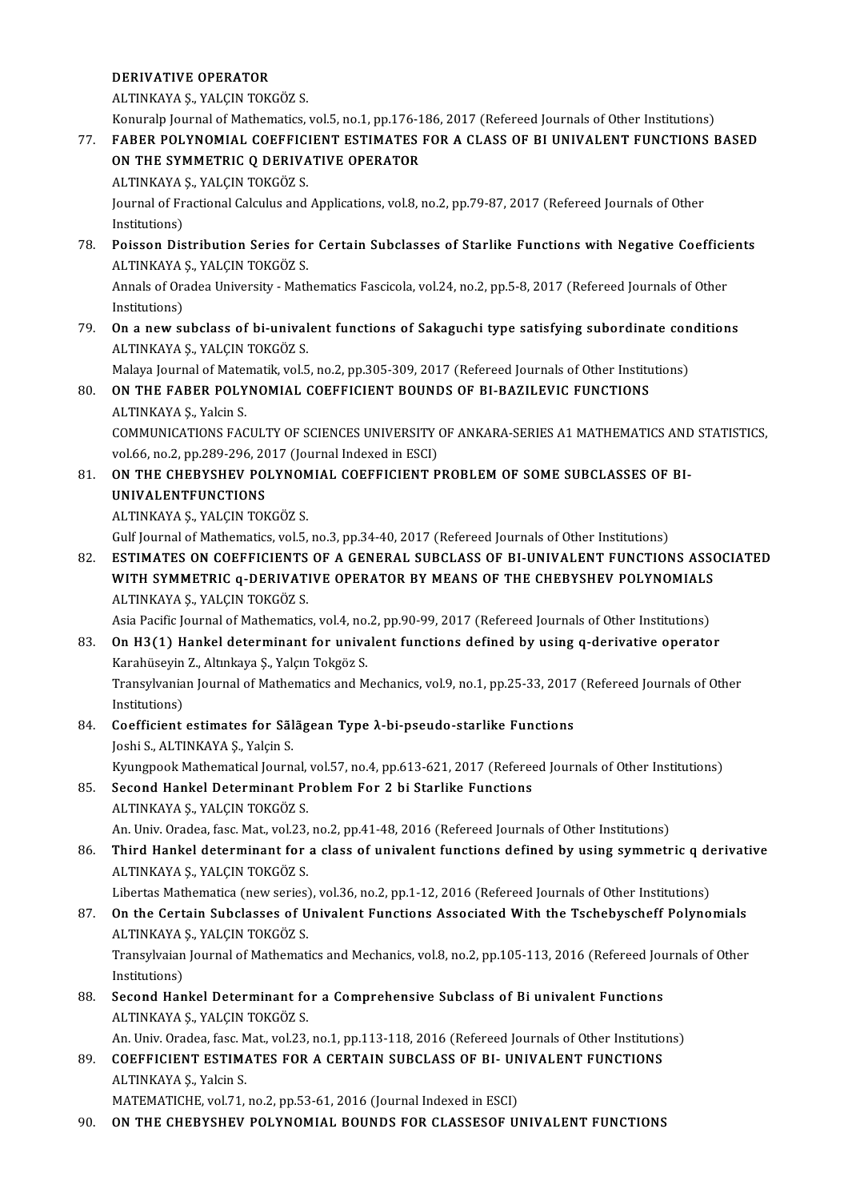DERIVATIVE OPERATOR
ALTINKAYA Ş., YALÇIN TOKGÖZ S.
Konuralp Journal of Mathematics, vol.5, no.1, pp.176-186, 2017 (Refereed Journals of Other Institutions)

77. **FABER POLYNOMIAL COEFFICIENT ESTIMATES FOR A CLASS OF BI UNIVALENT FUNCTIONS BASED ON THE SYMMETRIC Q DERIVATIVE OPERATOR**
    ALTINKAYA Ş., YALÇIN TOKGÖZ S.
    Journal of Fractional Calculus and Applications, vol.8, no.2, pp.79-87, 2017 (Refereed Journals of Other Institutions)

78. **Poisson Distribution Series for Certain Subclasses of Starlike Functions with Negative Coefficients**
    ALTINKAYA Ş., YALÇIN TOKGÖZ S.
    Annals of Oradea University - Mathematics Fascicola, vol.24, no.2, pp.5-8, 2017 (Refereed Journals of Other Institutions)

79. **On a new subclass of bi-univalent functions of Sakaguchi type satisfying subordinate conditions**
    ALTINKAYA Ş., YALÇIN TOKGÖZ S.
    Malaya Journal of Matematik, vol.5, no.2, pp.305-309, 2017 (Refereed Journals of Other Institutions)

80. **ON THE FABER POLYNOMIAL COEFFICIENT BOUNDS OF BI-BAZILEVIC FUNCTIONS**
    ALTINKAYA Ş., Yalcin S.
    COMMUNICATIONS FACULTY OF SCIENCES UNIVERSITY OF ANKARA-SERIES A1 MATHEMATICS AND STATISTICS, vol.66, no.2, pp.289-296, 2017 (Journal Indexed in ESCI)

81. **ON THE CHEBYSHEV POLYNOMIAL COEFFICIENT PROBLEM OF SOME SUBCLASSES OF BI-UNIVALENTFUNCTIONS**
    ALTINKAYA Ş., YALÇIN TOKGÖZ S.
    Gulf Journal of Mathematics, vol.5, no.3, pp.34-40, 2017 (Refereed Journals of Other Institutions)

82. **ESTIMATES ON COEFFICIENTS OF A GENERAL SUBCLASS OF BI-UNIVALENT FUNCTIONS ASSOCIATED WITH SYMMETRIC q-DERIVATIVE OPERATOR BY MEANS OF THE CHEBYSHEV POLYNOMIALS**
    ALTINKAYA Ş., YALÇIN TOKGÖZ S.
    Asia Pacific Journal of Mathematics, vol.4, no.2, pp.90-99, 2017 (Refereed Journals of Other Institutions)

83. **On H3(1) Hankel determinant for univalent functions defined by using q-derivative operator**
    Karahüseyin Z., Altınkaya Ş., Yalçın Tokgöz S.
    Transylvanian Journal of Mathematics and Mechanics, vol.9, no.1, pp.25-33, 2017 (Refereed Journals of Other Institutions)

84. **Coefficient estimates for Sălăgean Type λ-bi-pseudo-starlike Functions**
    Joshi S., ALTINKAYA Ş., Yalçin S.
    Kyungpook Mathematical Journal, vol.57, no.4, pp.613-621, 2017 (Refereed Journals of Other Institutions)

85. **Second Hankel Determinant Problem For 2 bi Starlike Functions**
    ALTINKAYA Ş., YALÇIN TOKGÖZ S.
    An. Univ. Oradea, fasc. Mat., vol.23, no.2, pp.41-48, 2016 (Refereed Journals of Other Institutions)

86. **Third Hankel determinant for a class of univalent functions defined by using symmetric q derivative**
    ALTINKAYA Ş., YALÇIN TOKGÖZ S.
    Libertas Mathematica (new series), vol.36, no.2, pp.1-12, 2016 (Refereed Journals of Other Institutions)

87. **On the Certain Subclasses of Univalent Functions Associated With the Tschebyscheff Polynomials**
    ALTINKAYA Ş., YALÇIN TOKGÖZ S.
    Transylvaian Journal of Mathematics and Mechanics, vol.8, no.2, pp.105-113, 2016 (Refereed Journals of Other Institutions)

88. **Second Hankel Determinant for a Comprehensive Subclass of Bi univalent Functions**
    ALTINKAYA Ş., YALÇIN TOKGÖZ S.
    An. Univ. Oradea, fasc. Mat., vol.23, no.1, pp.113-118, 2016 (Refereed Journals of Other Institutions)

89. **COEFFICIENT ESTIMATES FOR A CERTAIN SUBCLASS OF BI- UNIVALENT FUNCTIONS**
    ALTINKAYA Ş., Yalcin S.
    MATEMATICHE, vol.71, no.2, pp.53-61, 2016 (Journal Indexed in ESCI)

90. **ON THE CHEBYSHEV POLYNOMIAL BOUNDS FOR CLASSESOF UNIVALENT FUNCTIONS**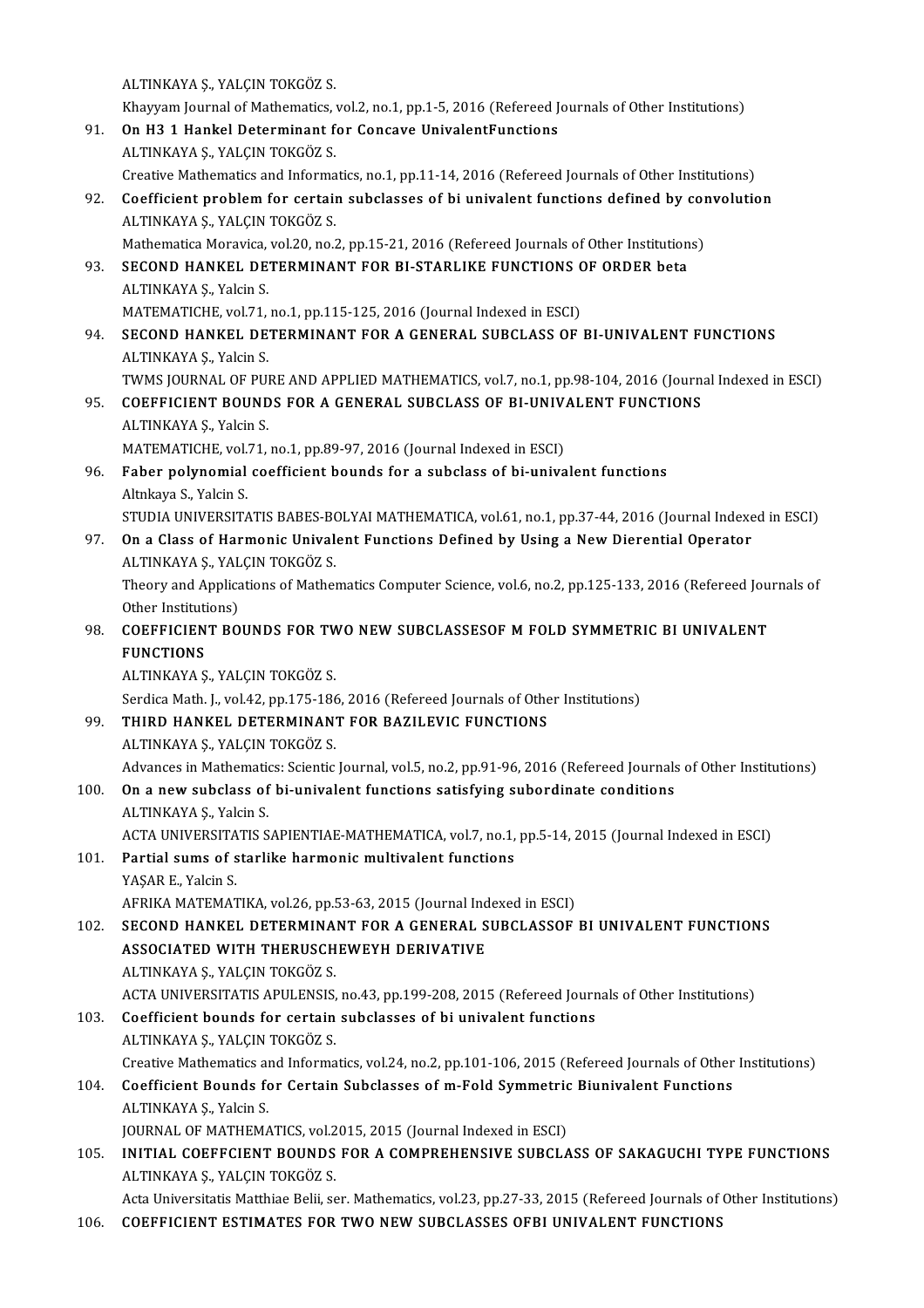ALTINKAYA Ş., YALÇIN TOKGÖZ S.
Khayyam Journal of Mathematics, vol.2, no.1, pp.1-5, 2016 (Refereed Journals of Other Institutions)

91. **On H3 1 Hankel Determinant for Concave UnivalentFunctions**
ALTINKAYA Ş., YALÇIN TOKGÖZ S.
Creative Mathematics and Informatics, no.1, pp.11-14, 2016 (Refereed Journals of Other Institutions)

92. **Coefficient problem for certain subclasses of bi univalent functions defined by convolution**
ALTINKAYA Ş., YALÇIN TOKGÖZ S.
Mathematica Moravica, vol.20, no.2, pp.15-21, 2016 (Refereed Journals of Other Institutions)

93. **SECOND HANKEL DETERMINANT FOR BI-STARLIKE FUNCTIONS OF ORDER beta**
ALTINKAYA Ş., Yalcin S.
MATEMATICHE, vol.71, no.1, pp.115-125, 2016 (Journal Indexed in ESCI)

94. **SECOND HANKEL DETERMINANT FOR A GENERAL SUBCLASS OF BI-UNIVALENT FUNCTIONS**
ALTINKAYA Ş., Yalcin S.
TWMS JOURNAL OF PURE AND APPLIED MATHEMATICS, vol.7, no.1, pp.98-104, 2016 (Journal Indexed in ESCI)

95. **COEFFICIENT BOUNDS FOR A GENERAL SUBCLASS OF BI-UNIVALENT FUNCTIONS**
ALTINKAYA Ş., Yalcin S.
MATEMATICHE, vol.71, no.1, pp.89-97, 2016 (Journal Indexed in ESCI)

96. **Faber polynomial coefficient bounds for a subclass of bi-univalent functions**
Altnkaya S., Yalcin S.
STUDIA UNIVERSITATIS BABES-BOLYAI MATHEMATICA, vol.61, no.1, pp.37-44, 2016 (Journal Indexed in ESCI)

97. **On a Class of Harmonic Univalent Functions Defined by Using a New Dierential Operator**
ALTINKAYA Ş., YALÇIN TOKGÖZ S.
Theory and Applications of Mathematics Computer Science, vol.6, no.2, pp.125-133, 2016 (Refereed Journals of Other Institutions)

98. **COEFFICIENT BOUNDS FOR TWO NEW SUBCLASSESOF M FOLD SYMMETRIC BI UNIVALENT FUNCTIONS**
ALTINKAYA Ş., YALÇIN TOKGÖZ S.
Serdica Math. J., vol.42, pp.175-186, 2016 (Refereed Journals of Other Institutions)

99. **THIRD HANKEL DETERMINANT FOR BAZILEVIC FUNCTIONS**
ALTINKAYA Ş., YALÇIN TOKGÖZ S.
Advances in Mathematics: Scientic Journal, vol.5, no.2, pp.91-96, 2016 (Refereed Journals of Other Institutions)

100. **On a new subclass of bi-univalent functions satisfying subordinate conditions**
ALTINKAYA Ş., Yalcin S.
ACTA UNIVERSITATIS SAPIENTIAE-MATHEMATICA, vol.7, no.1, pp.5-14, 2015 (Journal Indexed in ESCI)

101. **Partial sums of starlike harmonic multivalent functions**
YAŞAR E., Yalcin S.
AFRIKA MATEMATIKA, vol.26, pp.53-63, 2015 (Journal Indexed in ESCI)

102. **SECOND HANKEL DETERMINANT FOR A GENERAL SUBCLASSOF BI UNIVALENT FUNCTIONS ASSOCIATED WITH THERUSCHEWEYH DERIVATIVE**
ALTINKAYA Ş., YALÇIN TOKGÖZ S.
ACTA UNIVERSITATIS APULENSIS, no.43, pp.199-208, 2015 (Refereed Journals of Other Institutions)

103. **Coefficient bounds for certain subclasses of bi univalent functions**
ALTINKAYA Ş., YALÇIN TOKGÖZ S.
Creative Mathematics and Informatics, vol.24, no.2, pp.101-106, 2015 (Refereed Journals of Other Institutions)

104. **Coefficient Bounds for Certain Subclasses of m-Fold Symmetric Biunivalent Functions**
ALTINKAYA Ş., Yalcin S.
JOURNAL OF MATHEMATICS, vol.2015, 2015 (Journal Indexed in ESCI)

105. **INITIAL COEFFCIENT BOUNDS FOR A COMPREHENSIVE SUBCLASS OF SAKAGUCHI TYPE FUNCTIONS**
ALTINKAYA Ş., YALÇIN TOKGÖZ S.
Acta Universitatis Matthiae Belii, ser. Mathematics, vol.23, pp.27-33, 2015 (Refereed Journals of Other Institutions)

106. **COEFFICIENT ESTIMATES FOR TWO NEW SUBCLASSES OFBI UNIVALENT FUNCTIONS**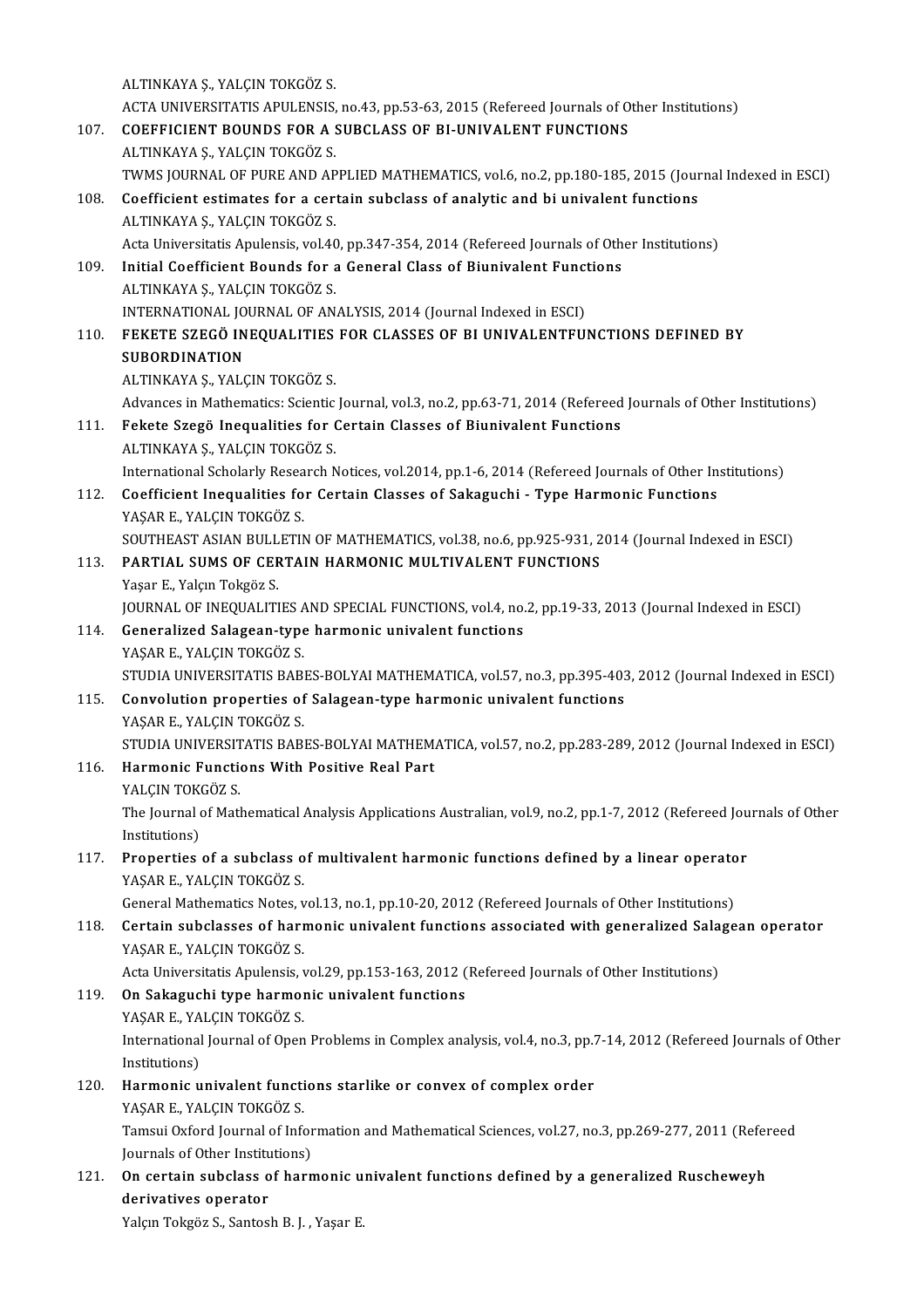ALTINKAYA Ş., YALÇIN TOKGÖZ S.
ACTA UNIVERSITATIS APULENSIS, no.43, pp.53-63, 2015 (Refereed Journals of Other Institutions)

107. **COEFFICIENT BOUNDS FOR A SUBCLASS OF BI-UNIVALENT FUNCTIONS**
ALTINKAYA Ş., YALÇIN TOKGÖZ S.
TWMS JOURNAL OF PURE AND APPLIED MATHEMATICS, vol.6, no.2, pp.180-185, 2015 (Journal Indexed in ESCI)

108. **Coefficient estimates for a certain subclass of analytic and bi univalent functions**
ALTINKAYA Ş., YALÇIN TOKGÖZ S.
Acta Universitatis Apulensis, vol.40, pp.347-354, 2014 (Refereed Journals of Other Institutions)

109. **Initial Coefficient Bounds for a General Class of Biunivalent Functions**
ALTINKAYA Ş., YALÇIN TOKGÖZ S.
INTERNATIONAL JOURNAL OF ANALYSIS, 2014 (Journal Indexed in ESCI)

110. **FEKETE SZEGÖ INEQUALITIES FOR CLASSES OF BI UNIVALENTFUNCTIONS DEFINED BY SUBORDINATION**
ALTINKAYA Ş., YALÇIN TOKGÖZ S.
Advances in Mathematics: Scientic Journal, vol.3, no.2, pp.63-71, 2014 (Refereed Journals of Other Institutions)

111. **Fekete Szegö Inequalities for Certain Classes of Biunivalent Functions**
ALTINKAYA Ş., YALÇIN TOKGÖZ S.
International Scholarly Research Notices, vol.2014, pp.1-6, 2014 (Refereed Journals of Other Institutions)

112. **Coefficient Inequalities for Certain Classes of Sakaguchi - Type Harmonic Functions**
YAŞAR E., YALÇIN TOKGÖZ S.
SOUTHEAST ASIAN BULLETIN OF MATHEMATICS, vol.38, no.6, pp.925-931, 2014 (Journal Indexed in ESCI)

113. **PARTIAL SUMS OF CERTAIN HARMONIC MULTIVALENT FUNCTIONS**
Yaşar E., Yalçın Tokgöz S.
JOURNAL OF INEQUALITIES AND SPECIAL FUNCTIONS, vol.4, no.2, pp.19-33, 2013 (Journal Indexed in ESCI)

114. **Generalized Salagean-type harmonic univalent functions**
YAŞAR E., YALÇIN TOKGÖZ S.
STUDIA UNIVERSITATIS BABES-BOLYAI MATHEMATICA, vol.57, no.3, pp.395-403, 2012 (Journal Indexed in ESCI)

115. **Convolution properties of Salagean-type harmonic univalent functions**
YAŞAR E., YALÇIN TOKGÖZ S.
STUDIA UNIVERSITATIS BABES-BOLYAI MATHEMATICA, vol.57, no.2, pp.283-289, 2012 (Journal Indexed in ESCI)

116. **Harmonic Functions With Positive Real Part**
YALÇIN TOKGÖZ S.
The Journal of Mathematical Analysis Applications Australian, vol.9, no.2, pp.1-7, 2012 (Refereed Journals of Other Institutions)

117. **Properties of a subclass of multivalent harmonic functions defined by a linear operator**
YAŞAR E., YALÇIN TOKGÖZ S.
General Mathematics Notes, vol.13, no.1, pp.10-20, 2012 (Refereed Journals of Other Institutions)

118. **Certain subclasses of harmonic univalent functions associated with generalized Salagean operator**
YAŞAR E., YALÇIN TOKGÖZ S.
Acta Universitatis Apulensis, vol.29, pp.153-163, 2012 (Refereed Journals of Other Institutions)

119. **On Sakaguchi type harmonic univalent functions**
YAŞAR E., YALÇIN TOKGÖZ S.
International Journal of Open Problems in Complex analysis, vol.4, no.3, pp.7-14, 2012 (Refereed Journals of Other Institutions)

120. **Harmonic univalent functions starlike or convex of complex order**
YAŞAR E., YALÇIN TOKGÖZ S.
Tamsui Oxford Journal of Information and Mathematical Sciences, vol.27, no.3, pp.269-277, 2011 (Refereed Journals of Other Institutions)

121. **On certain subclass of harmonic univalent functions defined by a generalized Ruscheweyh derivatives operator**
Yalçın Tokgöz S., Santosh B. J. , Yaşar E.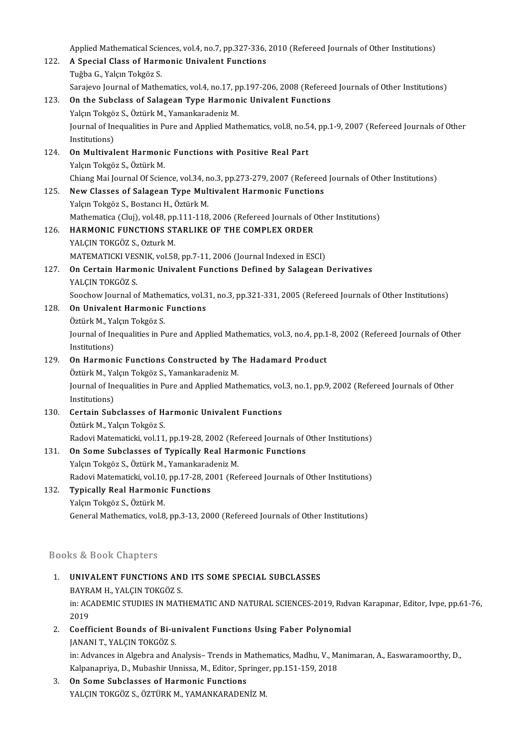Applied Mathematical Sciences, vol.4, no.7, pp.327-336, 2010 (Refereed Journals of Other Institutions)

122. **A Special Class of Harmonic Univalent Functions**
Tuğba G., Yalçın Tokgöz S.
Sarajevo Journal of Mathematics, vol.4, no.17, pp.197-206, 2008 (Refereed Journals of Other Institutions)

123. **On the Subclass of Salagean Type Harmonic Univalent Functions**
Yalçın Tokgöz S., Öztürk M., Yamankaradeniz M.
Journal of Inequalities in Pure and Applied Mathematics, vol.8, no.54, pp.1-9, 2007 (Refereed Journals of Other Institutions)

124. **On Multivalent Harmonic Functions with Positive Real Part**
Yalçın Tokgöz S., Öztürk M.
Chiang Mai Journal Of Science, vol.34, no.3, pp.273-279, 2007 (Refereed Journals of Other Institutions)

125. **New Classes of Salagean Type Multivalent Harmonic Functions**
Yalçın Tokgöz S., Bostancı H., Öztürk M.
Mathematica (Cluj), vol.48, pp.111-118, 2006 (Refereed Journals of Other Institutions)

126. **HARMONIC FUNCTIONS STARLIKE OF THE COMPLEX ORDER**
YALÇIN TOKGÖZ S., Ozturk M.
MATEMATICKI VESNIK, vol.58, pp.7-11, 2006 (Journal Indexed in ESCI)

127. **On Certain Harmonic Univalent Functions Defined by Salagean Derivatives**
YALÇIN TOKGÖZ S.
Soochow Journal of Mathematics, vol.31, no.3, pp.321-331, 2005 (Refereed Journals of Other Institutions)

128. **On Univalent Harmonic Functions**
Öztürk M., Yalçın Tokgöz S.
Journal of Inequalities in Pure and Applied Mathematics, vol.3, no.4, pp.1-8, 2002 (Refereed Journals of Other Institutions)

129. **On Harmonic Functions Constructed by The Hadamard Product**
Öztürk M., Yalçın Tokgöz S., Yamankaradeniz M.
Journal of Inequalities in Pure and Applied Mathematics, vol.3, no.1, pp.9, 2002 (Refereed Journals of Other Institutions)

130. **Certain Subclasses of Harmonic Univalent Functions**
Öztürk M., Yalçın Tokgöz S.
Radovi Matematicki, vol.11, pp.19-28, 2002 (Refereed Journals of Other Institutions)

131. **On Some Subclasses of Typically Real Harmonic Functions**
Yalçın Tokgöz S., Öztürk M., Yamankaradeniz M.
Radovi Matematicki, vol.10, pp.17-28, 2001 (Refereed Journals of Other Institutions)

132. **Typically Real Harmonic Functions**
Yalçın Tokgöz S., Öztürk M.
General Mathematics, vol.8, pp.3-13, 2000 (Refereed Journals of Other Institutions)

## Books & Book Chapters

1. **UNIVALENT FUNCTIONS AND ITS SOME SPECIAL SUBCLASSES**
BAYRAM H., YALÇIN TOKGÖZ S.
in: ACADEMIC STUDIES IN MATHEMATIC AND NATURAL SCIENCES-2019, Rıdvan Karapınar, Editor, Ivpe, pp.61-76, 2019

2. **Coefficient Bounds of Bi-univalent Functions Using Faber Polynomial**
JANANI T., YALÇIN TOKGÖZ S.
in: Advances in Algebra and Analysis– Trends in Mathematics, Madhu, V., Manimaran, A., Easwaramoorthy, D., Kalpanapriya, D., Mubashir Unnissa, M., Editor, Springer, pp.151-159, 2018

3. **On Some Subclasses of Harmonic Functions**
YALÇIN TOKGÖZ S., ÖZTÜRK M., YAMANKARADENİZ M.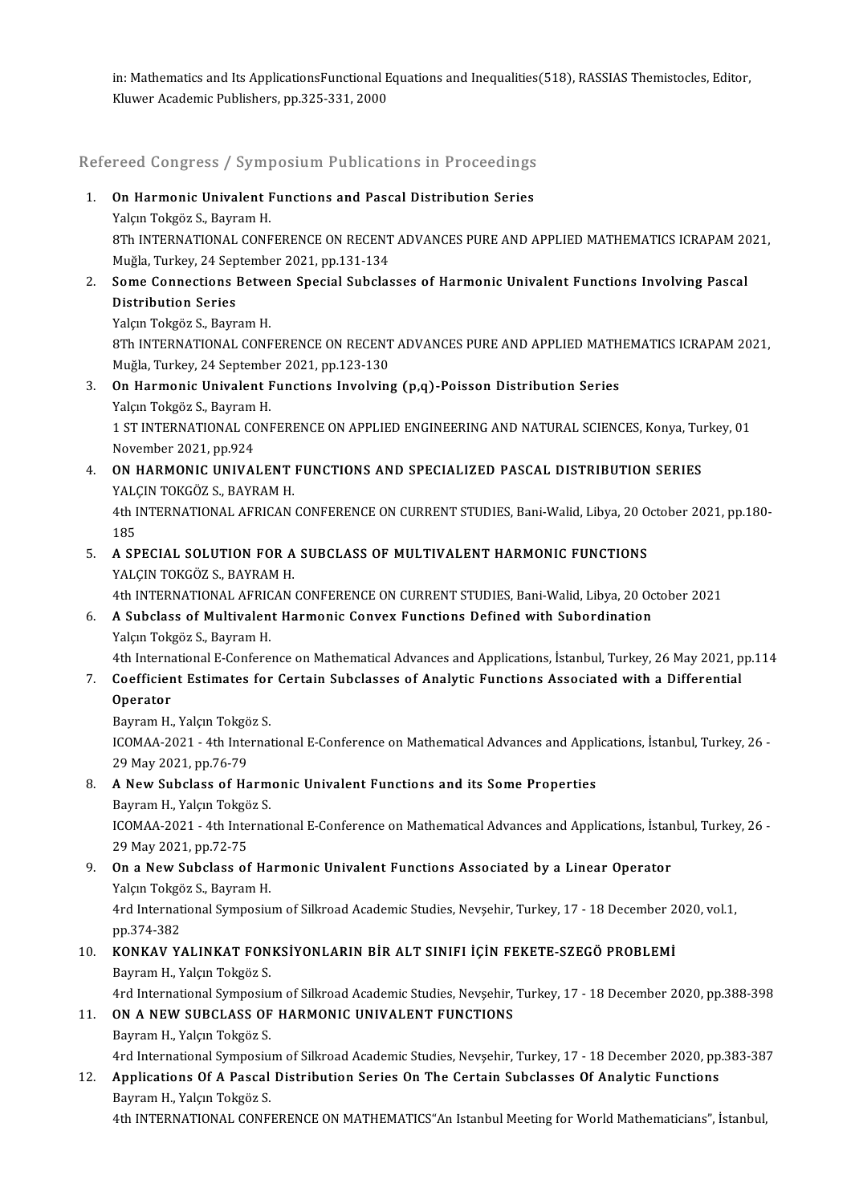in: Mathematics and Its ApplicationsFunctional Equations and Inequalities(518), RASSIAS Themistocles, Editor, Kluwer Academic Publishers, pp.325-331, 2000

## Refereed Congress / Symposium Publications in Proceedings

1. **On Harmonic Univalent Functions and Pascal Distribution Series**
   Yalçın Tokgöz S., Bayram H.
   8Th INTERNATIONAL CONFERENCE ON RECENT ADVANCES PURE AND APPLIED MATHEMATICS ICRAPAM 2021, Muğla, Turkey, 24 September 2021, pp.131-134
2. **Some Connections Between Special Subclasses of Harmonic Univalent Functions Involving Pascal Distribution Series**
   Yalçın Tokgöz S., Bayram H.
   8Th INTERNATIONAL CONFERENCE ON RECENT ADVANCES PURE AND APPLIED MATHEMATICS ICRAPAM 2021, Muğla, Turkey, 24 September 2021, pp.123-130
3. **On Harmonic Univalent Functions Involving (p,q)-Poisson Distribution Series**
   Yalçın Tokgöz S., Bayram H.
   1 ST INTERNATIONAL CONFERENCE ON APPLIED ENGINEERING AND NATURAL SCIENCES, Konya, Turkey, 01 November 2021, pp.924
4. **ON HARMONIC UNIVALENT FUNCTIONS AND SPECIALIZED PASCAL DISTRIBUTION SERIES**
   YALÇIN TOKGÖZ S., BAYRAM H.
   4th INTERNATIONAL AFRICAN CONFERENCE ON CURRENT STUDIES, Bani-Walid, Libya, 20 October 2021, pp.180-185
5. **A SPECIAL SOLUTION FOR A SUBCLASS OF MULTIVALENT HARMONIC FUNCTIONS**
   YALÇIN TOKGÖZ S., BAYRAM H.
   4th INTERNATIONAL AFRICAN CONFERENCE ON CURRENT STUDIES, Bani-Walid, Libya, 20 October 2021
6. **A Subclass of Multivalent Harmonic Convex Functions Defined with Subordination**
   Yalçın Tokgöz S., Bayram H.
   4th International E-Conference on Mathematical Advances and Applications, İstanbul, Turkey, 26 May 2021, pp.114
7. **Coefficient Estimates for Certain Subclasses of Analytic Functions Associated with a Differential Operator**
   Bayram H., Yalçın Tokgöz S.
   ICOMAA-2021 - 4th International E-Conference on Mathematical Advances and Applications, İstanbul, Turkey, 26 - 29 May 2021, pp.76-79
8. **A New Subclass of Harmonic Univalent Functions and its Some Properties**
   Bayram H., Yalçın Tokgöz S.
   ICOMAA-2021 - 4th International E-Conference on Mathematical Advances and Applications, İstanbul, Turkey, 26 - 29 May 2021, pp.72-75
9. **On a New Subclass of Harmonic Univalent Functions Associated by a Linear Operator**
   Yalçın Tokgöz S., Bayram H.
   4rd International Symposium of Silkroad Academic Studies, Nevşehir, Turkey, 17 - 18 December 2020, vol.1, pp.374-382
10. **KONKAV YALINKAT FONKSİYONLARIN BİR ALT SINIFI İÇİN FEKETE-SZEGÖ PROBLEMİ**
    Bayram H., Yalçın Tokgöz S.
    4rd International Symposium of Silkroad Academic Studies, Nevşehir, Turkey, 17 - 18 December 2020, pp.388-398
11. **ON A NEW SUBCLASS OF HARMONIC UNIVALENT FUNCTIONS**
    Bayram H., Yalçın Tokgöz S.
    4rd International Symposium of Silkroad Academic Studies, Nevşehir, Turkey, 17 - 18 December 2020, pp.383-387
12. **Applications Of A Pascal Distribution Series On The Certain Subclasses Of Analytic Functions**
    Bayram H., Yalçın Tokgöz S.
    4th INTERNATIONAL CONFERENCE ON MATHEMATICS"An Istanbul Meeting for World Mathematicians", İstanbul,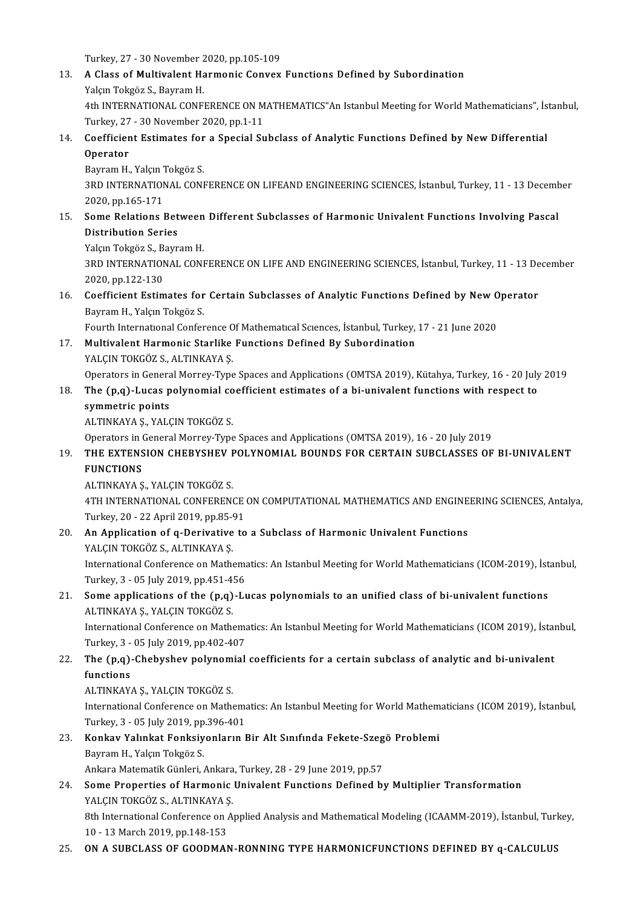Turkey, 27 - 30 November 2020, pp.105-109

13. **A Class of Multivalent Harmonic Convex Functions Defined by Subordination**
    Yalçın Tokgöz S., Bayram H.
    4th INTERNATIONAL CONFERENCE ON MATHEMATICS"An Istanbul Meeting for World Mathematicians", İstanbul, Turkey, 27 - 30 November 2020, pp.1-11
14. **Coefficient Estimates for a Special Subclass of Analytic Functions Defined by New Differential Operator**
    Bayram H., Yalçın Tokgöz S.
    3RD INTERNATIONAL CONFERENCE ON LIFEAND ENGINEERING SCIENCES, İstanbul, Turkey, 11 - 13 December 2020, pp.165-171
15. **Some Relations Between Different Subclasses of Harmonic Univalent Functions Involving Pascal Distribution Series**
    Yalçın Tokgöz S., Bayram H.
    3RD INTERNATIONAL CONFERENCE ON LIFE AND ENGINEERING SCIENCES, İstanbul, Turkey, 11 - 13 December 2020, pp.122-130
16. **Coefficient Estimates for Certain Subclasses of Analytic Functions Defined by New Operator**
    Bayram H., Yalçın Tokgöz S.
    Fourth Internatıonal Conference Of Mathematıcal Scıences, İstanbul, Turkey, 17 - 21 June 2020
17. **Multivalent Harmonic Starlike Functions Defined By Subordination**
    YALÇIN TOKGÖZ S., ALTINKAYA Ş.
    Operators in General Morrey-Type Spaces and Applications (OMTSA 2019), Kütahya, Turkey, 16 - 20 July 2019
18. **The (p,q)-Lucas polynomial coefficient estimates of a bi-univalent functions with respect to symmetric points**
    ALTINKAYA Ş., YALÇIN TOKGÖZ S.
    Operators in General Morrey-Type Spaces and Applications (OMTSA 2019), 16 - 20 July 2019
19. **THE EXTENSION CHEBYSHEV POLYNOMIAL BOUNDS FOR CERTAIN SUBCLASSES OF BI-UNIVALENT FUNCTIONS**
    ALTINKAYA Ş., YALÇIN TOKGÖZ S.
    4TH INTERNATIONAL CONFERENCE ON COMPUTATIONAL MATHEMATICS AND ENGINEERING SCIENCES, Antalya, Turkey, 20 - 22 April 2019, pp.85-91
20. **An Application of q-Derivative to a Subclass of Harmonic Univalent Functions**
    YALÇIN TOKGÖZ S., ALTINKAYA Ş.
    International Conference on Mathematics: An Istanbul Meeting for World Mathematicians (ICOM-2019), İstanbul, Turkey, 3 - 05 July 2019, pp.451-456
21. **Some applications of the (p,q)-Lucas polynomials to an unified class of bi-univalent functions**
    ALTINKAYA Ş., YALÇIN TOKGÖZ S.
    International Conference on Mathematics: An Istanbul Meeting for World Mathematicians (ICOM 2019), İstanbul, Turkey, 3 - 05 July 2019, pp.402-407
22. **The (p,q)-Chebyshev polynomial coefficients for a certain subclass of analytic and bi-univalent functions**
    ALTINKAYA Ş., YALÇIN TOKGÖZ S.
    International Conference on Mathematics: An Istanbul Meeting for World Mathematicians (ICOM 2019), İstanbul, Turkey, 3 - 05 July 2019, pp.396-401
23. **Konkav Yalınkat Fonksiyonların Bir Alt Sınıfında Fekete-Szegö Problemi**
    Bayram H., Yalçın Tokgöz S.
    Ankara Matematik Günleri, Ankara, Turkey, 28 - 29 June 2019, pp.57
24. **Some Properties of Harmonic Univalent Functions Defined by Multiplier Transformation**
    YALÇIN TOKGÖZ S., ALTINKAYA Ş.
    8th International Conference on Applied Analysis and Mathematical Modeling (ICAAMM-2019), İstanbul, Turkey, 10 - 13 March 2019, pp.148-153
25. **ON A SUBCLASS OF GOODMAN-RONNING TYPE HARMONICFUNCTIONS DEFINED BY q-CALCULUS**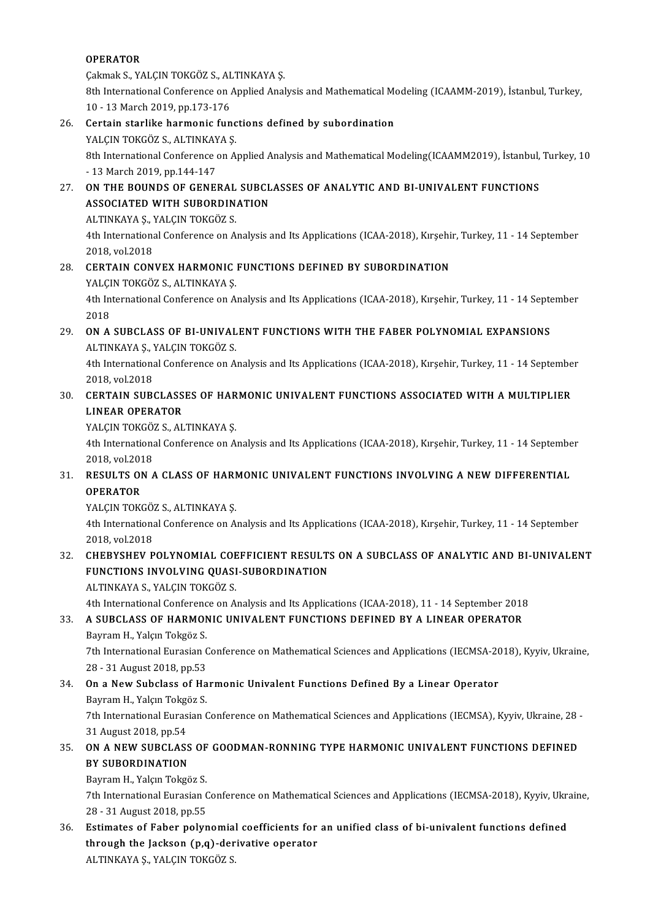OPERATOR
Çakmak S., YALÇIN TOKGÖZ S., ALTINKAYA Ş.
8th International Conference on Applied Analysis and Mathematical Modeling (ICAAMM-2019), İstanbul, Turkey, 10 - 13 March 2019, pp.173-176

26. Certain starlike harmonic functions defined by subordination
YALÇIN TOKGÖZ S., ALTINKAYA Ş.
8th International Conference on Applied Analysis and Mathematical Modeling(ICAAMM2019), İstanbul, Turkey, 10 - 13 March 2019, pp.144-147

27. ON THE BOUNDS OF GENERAL SUBCLASSES OF ANALYTIC AND BI-UNIVALENT FUNCTIONS ASSOCIATED WITH SUBORDINATION
ALTINKAYA Ş., YALÇIN TOKGÖZ S.
4th International Conference on Analysis and Its Applications (ICAA-2018), Kırşehir, Turkey, 11 - 14 September 2018, vol.2018

28. CERTAIN CONVEX HARMONIC FUNCTIONS DEFINED BY SUBORDINATION
YALÇIN TOKGÖZ S., ALTINKAYA Ş.
4th International Conference on Analysis and Its Applications (ICAA-2018), Kırşehir, Turkey, 11 - 14 September 2018

29. ON A SUBCLASS OF BI-UNIVALENT FUNCTIONS WITH THE FABER POLYNOMIAL EXPANSIONS
ALTINKAYA Ş., YALÇIN TOKGÖZ S.
4th International Conference on Analysis and Its Applications (ICAA-2018), Kırşehir, Turkey, 11 - 14 September 2018, vol.2018

30. CERTAIN SUBCLASSES OF HARMONIC UNIVALENT FUNCTIONS ASSOCIATED WITH A MULTIPLIER LINEAR OPERATOR
YALÇIN TOKGÖZ S., ALTINKAYA Ş.
4th International Conference on Analysis and Its Applications (ICAA-2018), Kırşehir, Turkey, 11 - 14 September 2018, vol.2018

31. RESULTS ON A CLASS OF HARMONIC UNIVALENT FUNCTIONS INVOLVING A NEW DIFFERENTIAL OPERATOR
YALÇIN TOKGÖZ S., ALTINKAYA Ş.
4th International Conference on Analysis and Its Applications (ICAA-2018), Kırşehir, Turkey, 11 - 14 September 2018, vol.2018

32. CHEBYSHEV POLYNOMIAL COEFFICIENT RESULTS ON A SUBCLASS OF ANALYTIC AND BI-UNIVALENT FUNCTIONS INVOLVING QUASI-SUBORDINATION
ALTINKAYA S., YALÇIN TOKGÖZ S.
4th International Conference on Analysis and Its Applications (ICAA-2018), 11 - 14 September 2018

33. A SUBCLASS OF HARMONIC UNIVALENT FUNCTIONS DEFINED BY A LINEAR OPERATOR
Bayram H., Yalçın Tokgöz S.
7th International Eurasian Conference on Mathematical Sciences and Applications (IECMSA-2018), Kyyiv, Ukraine, 28 - 31 August 2018, pp.53

34. On a New Subclass of Harmonic Univalent Functions Defined By a Linear Operator
Bayram H., Yalçın Tokgöz S.
7th International Eurasian Conference on Mathematical Sciences and Applications (IECMSA), Kyyiv, Ukraine, 28 - 31 August 2018, pp.54

35. ON A NEW SUBCLASS OF GOODMAN-RONNING TYPE HARMONIC UNIVALENT FUNCTIONS DEFINED BY SUBORDINATION
Bayram H., Yalçın Tokgöz S.
7th International Eurasian Conference on Mathematical Sciences and Applications (IECMSA-2018), Kyyiv, Ukraine, 28 - 31 August 2018, pp.55

36. Estimates of Faber polynomial coefficients for an unified class of bi-univalent functions defined through the Jackson (p,q)-derivative operator
ALTINKAYA Ş., YALÇIN TOKGÖZ S.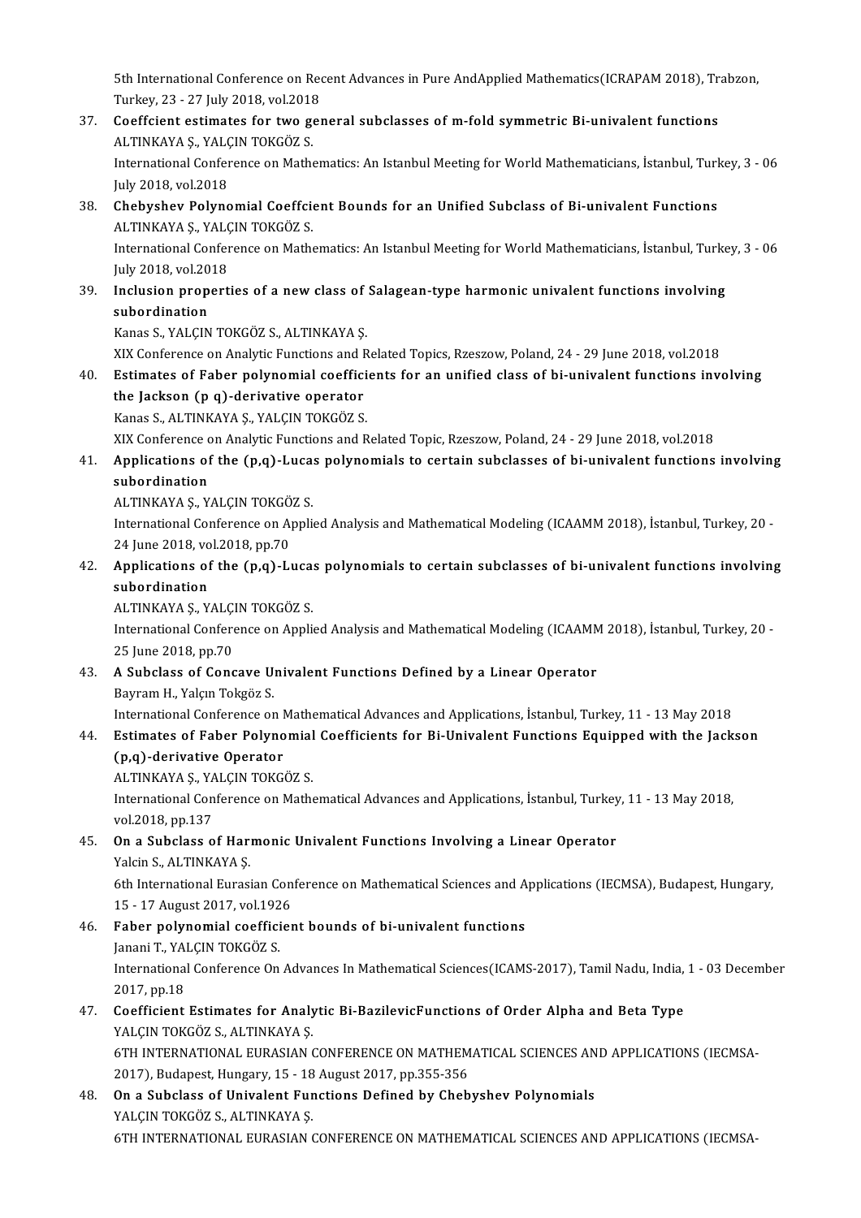5th International Conference on Recent Advances in Pure AndApplied Mathematics(ICRAPAM 2018), Trabzon, Turkey, 23 - 27 July 2018, vol.2018

37. **Coeffcient estimates for two general subclasses of m-fold symmetric Bi-univalent functions**
    ALTINKAYA Ş., YALÇIN TOKGÖZ S.
    International Conference on Mathematics: An Istanbul Meeting for World Mathematicians, İstanbul, Turkey, 3 - 06 July 2018, vol.2018

38. **Chebyshev Polynomial Coeffcient Bounds for an Unified Subclass of Bi-univalent Functions**
    ALTINKAYA Ş., YALÇIN TOKGÖZ S.
    International Conference on Mathematics: An Istanbul Meeting for World Mathematicians, İstanbul, Turkey, 3 - 06 July 2018, vol.2018

39. **Inclusion properties of a new class of Salagean-type harmonic univalent functions involving subordination**
    Kanas S., YALÇIN TOKGÖZ S., ALTINKAYA Ş.
    XIX Conference on Analytic Functions and Related Topics, Rzeszow, Poland, 24 - 29 June 2018, vol.2018

40. **Estimates of Faber polynomial coefficients for an unified class of bi-univalent functions involving the Jackson (p q)-derivative operator**
    Kanas S., ALTINKAYA Ş., YALÇIN TOKGÖZ S.
    XIX Conference on Analytic Functions and Related Topic, Rzeszow, Poland, 24 - 29 June 2018, vol.2018

41. **Applications of the (p,q)-Lucas polynomials to certain subclasses of bi-univalent functions involving subordination**
    ALTINKAYA Ş., YALÇIN TOKGÖZ S.
    International Conference on Applied Analysis and Mathematical Modeling (ICAAMM 2018), İstanbul, Turkey, 20 - 24 June 2018, vol.2018, pp.70

42. **Applications of the (p,q)-Lucas polynomials to certain subclasses of bi-univalent functions involving subordination**
    ALTINKAYA Ş., YALÇIN TOKGÖZ S.
    International Conference on Applied Analysis and Mathematical Modeling (ICAAMM 2018), İstanbul, Turkey, 20 - 25 June 2018, pp.70

43. **A Subclass of Concave Univalent Functions Defined by a Linear Operator**
    Bayram H., Yalçın Tokgöz S.
    International Conference on Mathematical Advances and Applications, İstanbul, Turkey, 11 - 13 May 2018

44. **Estimates of Faber Polynomial Coefficients for Bi-Univalent Functions Equipped with the Jackson (p,q)-derivative Operator**
    ALTINKAYA Ş., YALÇIN TOKGÖZ S.
    International Conference on Mathematical Advances and Applications, İstanbul, Turkey, 11 - 13 May 2018, vol.2018, pp.137

45. **On a Subclass of Harmonic Univalent Functions Involving a Linear Operator**
    Yalcin S., ALTINKAYA Ş.
    6th International Eurasian Conference on Mathematical Sciences and Applications (IECMSA), Budapest, Hungary, 15 - 17 August 2017, vol.1926

46. **Faber polynomial coefficient bounds of bi-univalent functions**
    Janani T., YALÇIN TOKGÖZ S.
    International Conference On Advances In Mathematical Sciences(ICAMS-2017), Tamil Nadu, India, 1 - 03 December 2017, pp.18

47. **Coefficient Estimates for Analytic Bi-BazilevicFunctions of Order Alpha and Beta Type**
    YALÇIN TOKGÖZ S., ALTINKAYA Ş.
    6TH INTERNATIONAL EURASIAN CONFERENCE ON MATHEMATICAL SCIENCES AND APPLICATIONS (IECMSA-2017), Budapest, Hungary, 15 - 18 August 2017, pp.355-356

48. **On a Subclass of Univalent Functions Defined by Chebyshev Polynomials**
    YALÇIN TOKGÖZ S., ALTINKAYA Ş.
    6TH INTERNATIONAL EURASIAN CONFERENCE ON MATHEMATICAL SCIENCES AND APPLICATIONS (IECMSA-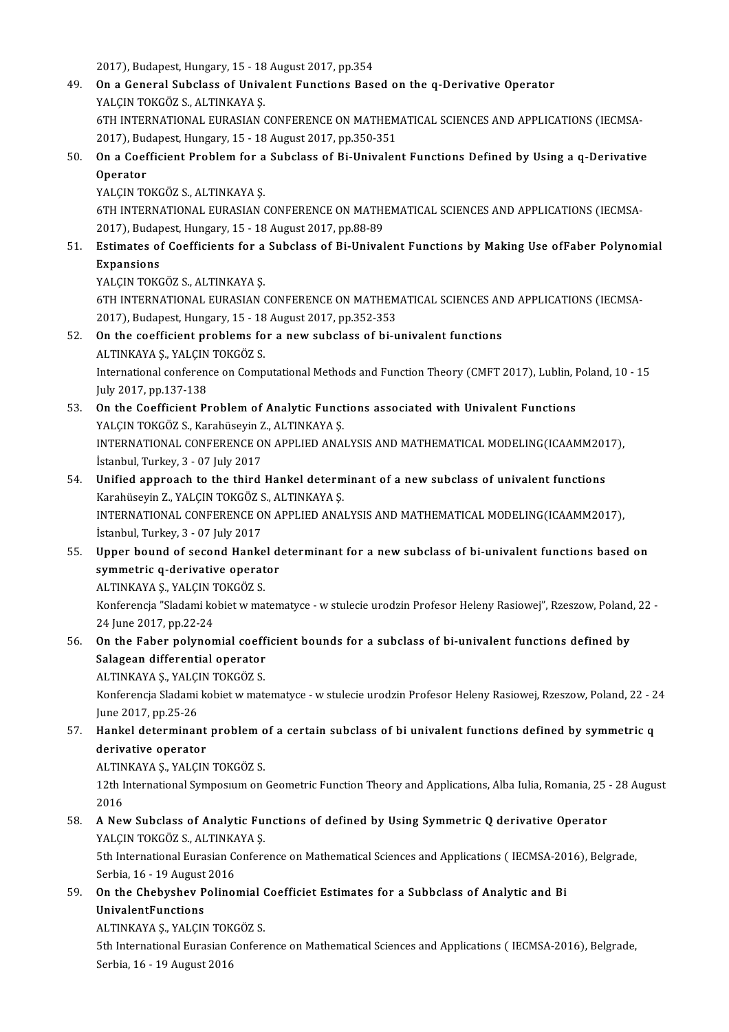2017), Budapest, Hungary, 15 - 18 August 2017, pp.354

49. **On a General Subclass of Univalent Functions Based on the q-Derivative Operator**
    YALÇIN TOKGÖZ S., ALTINKAYA Ş.
    6TH INTERNATIONAL EURASIAN CONFERENCE ON MATHEMATICAL SCIENCES AND APPLICATIONS (IECMSA-2017), Budapest, Hungary, 15 - 18 August 2017, pp.350-351
50. **On a Coefficient Problem for a Subclass of Bi-Univalent Functions Defined by Using a q-Derivative Operator**
    YALÇIN TOKGÖZ S., ALTINKAYA Ş.
    6TH INTERNATIONAL EURASIAN CONFERENCE ON MATHEMATICAL SCIENCES AND APPLICATIONS (IECMSA-2017), Budapest, Hungary, 15 - 18 August 2017, pp.88-89
51. **Estimates of Coefficients for a Subclass of Bi-Univalent Functions by Making Use ofFaber Polynomial Expansions**
    YALÇIN TOKGÖZ S., ALTINKAYA Ş.
    6TH INTERNATIONAL EURASIAN CONFERENCE ON MATHEMATICAL SCIENCES AND APPLICATIONS (IECMSA-2017), Budapest, Hungary, 15 - 18 August 2017, pp.352-353
52. **On the coefficient problems for a new subclass of bi-univalent functions**
    ALTINKAYA Ş., YALÇIN TOKGÖZ S.
    International conference on Computational Methods and Function Theory (CMFT 2017), Lublin, Poland, 10 - 15 July 2017, pp.137-138
53. **On the Coefficient Problem of Analytic Functions associated with Univalent Functions**
    YALÇIN TOKGÖZ S., Karahüseyin Z., ALTINKAYA Ş.
    INTERNATIONAL CONFERENCE ON APPLIED ANALYSIS AND MATHEMATICAL MODELING(ICAAMM2017), İstanbul, Turkey, 3 - 07 July 2017
54. **Unified approach to the third Hankel determinant of a new subclass of univalent functions**
    Karahüseyin Z., YALÇIN TOKGÖZ S., ALTINKAYA Ş.
    INTERNATIONAL CONFERENCE ON APPLIED ANALYSIS AND MATHEMATICAL MODELING(ICAAMM2017), İstanbul, Turkey, 3 - 07 July 2017
55. **Upper bound of second Hankel determinant for a new subclass of bi-univalent functions based on symmetric q-derivative operator**
    ALTINKAYA Ş., YALÇIN TOKGÖZ S.
    Konferencja "Sladami kobiet w matematyce - w stulecie urodzin Profesor Heleny Rasiowej", Rzeszow, Poland, 22 - 24 June 2017, pp.22-24
56. **On the Faber polynomial coefficient bounds for a subclass of bi-univalent functions defined by Salagean differential operator**
    ALTINKAYA Ş., YALÇIN TOKGÖZ S.
    Konferencja Sladami kobiet w matematyce - w stulecie urodzin Profesor Heleny Rasiowej, Rzeszow, Poland, 22 - 24 June 2017, pp.25-26
57. **Hankel determinant problem of a certain subclass of bi univalent functions defined by symmetric q derivative operator**
    ALTINKAYA Ş., YALÇIN TOKGÖZ S.
    12th International Symposıum on Geometric Function Theory and Applications, Alba Iulia, Romania, 25 - 28 August 2016
58. **A New Subclass of Analytic Functions of defined by Using Symmetric Q derivative Operator**
    YALÇIN TOKGÖZ S., ALTINKAYA Ş.
    5th International Eurasian Conference on Mathematical Sciences and Applications ( IECMSA-2016), Belgrade, Serbia, 16 - 19 August 2016
59. **On the Chebyshev Polinomial Coefficiet Estimates for a Subbclass of Analytic and Bi UnivalentFunctions**
    ALTINKAYA Ş., YALÇIN TOKGÖZ S.
    5th International Eurasian Conference on Mathematical Sciences and Applications ( IECMSA-2016), Belgrade, Serbia, 16 - 19 August 2016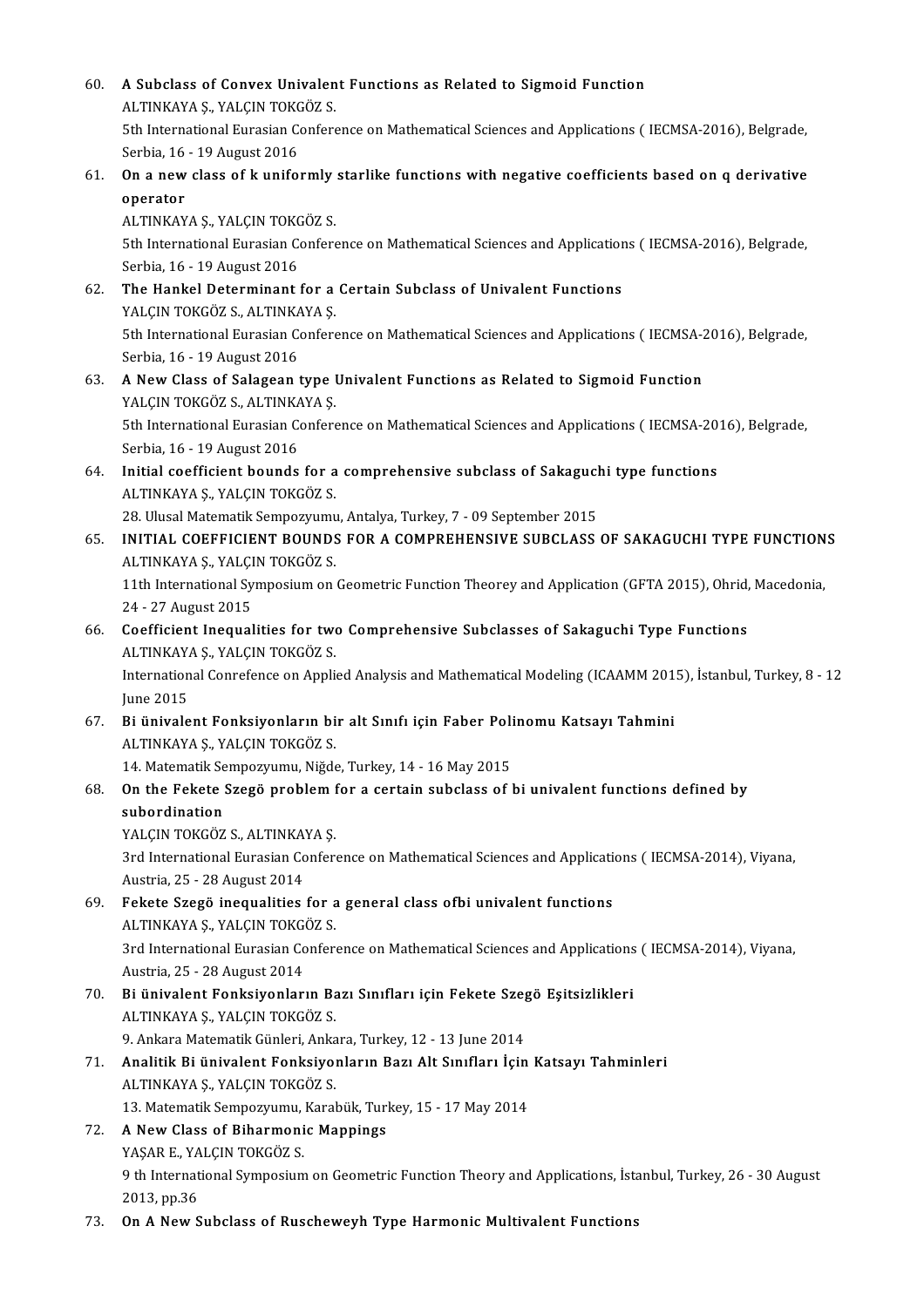60. **A Subclass of Convex Univalent Functions as Related to Sigmoid Function**
    ALTINKAYA Ş., YALÇIN TOKGÖZ S.
    5th International Eurasian Conference on Mathematical Sciences and Applications ( IECMSA-2016), Belgrade, Serbia, 16 - 19 August 2016
61. **On a new class of k uniformly starlike functions with negative coefficients based on q derivative operator**
    ALTINKAYA Ş., YALÇIN TOKGÖZ S.
    5th International Eurasian Conference on Mathematical Sciences and Applications ( IECMSA-2016), Belgrade, Serbia, 16 - 19 August 2016
62. **The Hankel Determinant for a Certain Subclass of Univalent Functions**
    YALÇIN TOKGÖZ S., ALTINKAYA Ş.
    5th International Eurasian Conference on Mathematical Sciences and Applications ( IECMSA-2016), Belgrade, Serbia, 16 - 19 August 2016
63. **A New Class of Salagean type Univalent Functions as Related to Sigmoid Function**
    YALÇIN TOKGÖZ S., ALTINKAYA Ş.
    5th International Eurasian Conference on Mathematical Sciences and Applications ( IECMSA-2016), Belgrade, Serbia, 16 - 19 August 2016
64. **Initial coefficient bounds for a comprehensive subclass of Sakaguchi type functions**
    ALTINKAYA Ş., YALÇIN TOKGÖZ S.
    28. Ulusal Matematik Sempozyumu, Antalya, Turkey, 7 - 09 September 2015
65. **INITIAL COEFFICIENT BOUNDS FOR A COMPREHENSIVE SUBCLASS OF SAKAGUCHI TYPE FUNCTIONS**
    ALTINKAYA Ş., YALÇIN TOKGÖZ S.
    11th International Symposium on Geometric Function Theorey and Application (GFTA 2015), Ohrid, Macedonia, 24 - 27 August 2015
66. **Coefficient Inequalities for two Comprehensive Subclasses of Sakaguchi Type Functions**
    ALTINKAYA Ş., YALÇIN TOKGÖZ S.
    International Conrefence on Applied Analysis and Mathematical Modeling (ICAAMM 2015), İstanbul, Turkey, 8 - 12 June 2015
67. **Bi ünivalent Fonksiyonların bir alt Sınıfı için Faber Polinomu Katsayı Tahmini**
    ALTINKAYA Ş., YALÇIN TOKGÖZ S.
    14. Matematik Sempozyumu, Niğde, Turkey, 14 - 16 May 2015
68. **On the Fekete Szegö problem for a certain subclass of bi univalent functions defined by subordination**
    YALÇIN TOKGÖZ S., ALTINKAYA Ş.
    3rd International Eurasian Conference on Mathematical Sciences and Applications ( IECMSA-2014), Viyana, Austria, 25 - 28 August 2014
69. **Fekete Szegö inequalities for a general class ofbi univalent functions**
    ALTINKAYA Ş., YALÇIN TOKGÖZ S.
    3rd International Eurasian Conference on Mathematical Sciences and Applications ( IECMSA-2014), Viyana, Austria, 25 - 28 August 2014
70. **Bi ünivalent Fonksiyonların Bazı Sınıfları için Fekete Szegö Eşitsizlikleri**
    ALTINKAYA Ş., YALÇIN TOKGÖZ S.
    9. Ankara Matematik Günleri, Ankara, Turkey, 12 - 13 June 2014
71. **Analitik Bi ünivalent Fonksiyonların Bazı Alt Sınıfları İçin Katsayı Tahminleri**
    ALTINKAYA Ş., YALÇIN TOKGÖZ S.
    13. Matematik Sempozyumu, Karabük, Turkey, 15 - 17 May 2014
72. **A New Class of Biharmonic Mappings**
    YAŞAR E., YALÇIN TOKGÖZ S.
    9 th International Symposium on Geometric Function Theory and Applications, İstanbul, Turkey, 26 - 30 August 2013, pp.36
73. **On A New Subclass of Ruscheweyh Type Harmonic Multivalent Functions**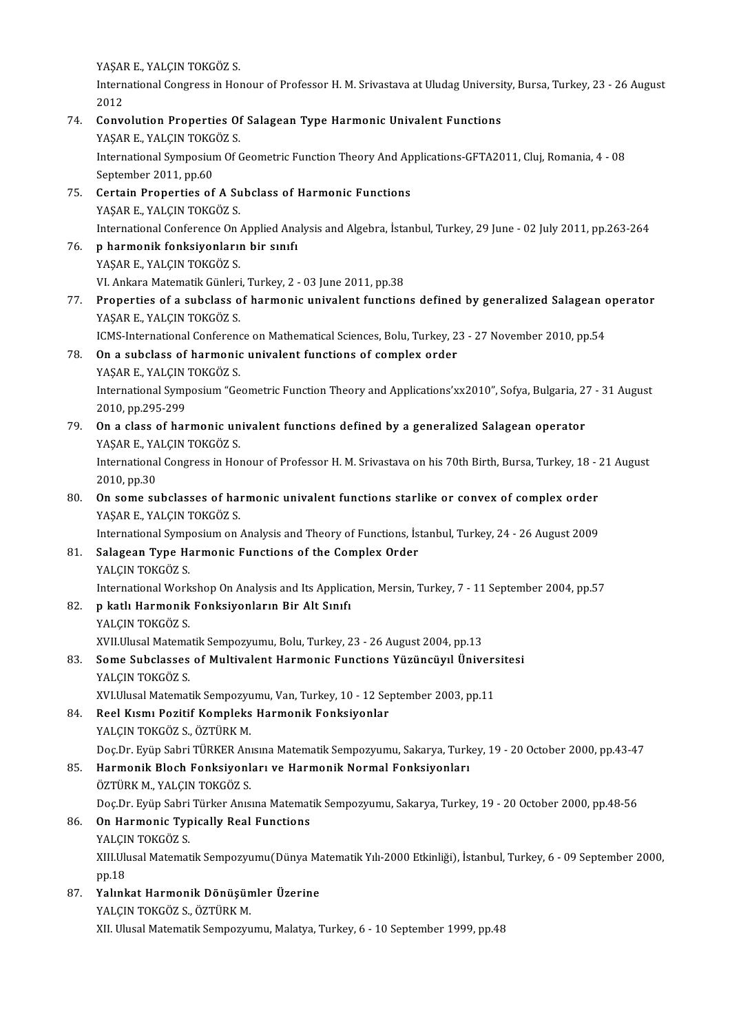YAŞAR E., YALÇIN TOKGÖZ S.
International Congress in Honour of Professor H. M. Srivastava at Uludag University, Bursa, Turkey, 23 - 26 August 2012

74. **Convolution Properties Of Salagean Type Harmonic Univalent Functions**
YAŞAR E., YALÇIN TOKGÖZ S.
International Symposium Of Geometric Function Theory And Applications-GFTA2011, Cluj, Romania, 4 - 08 September 2011, pp.60

75. **Certain Properties of A Subclass of Harmonic Functions**
YAŞAR E., YALÇIN TOKGÖZ S.
International Conference On Applied Analysis and Algebra, İstanbul, Turkey, 29 June - 02 July 2011, pp.263-264

76. **p harmonik fonksiyonların bir sınıfı**
YAŞAR E., YALÇIN TOKGÖZ S.
VI. Ankara Matematik Günleri, Turkey, 2 - 03 June 2011, pp.38

77. **Properties of a subclass of harmonic univalent functions defined by generalized Salagean operator**
YAŞAR E., YALÇIN TOKGÖZ S.
ICMS-International Conference on Mathematical Sciences, Bolu, Turkey, 23 - 27 November 2010, pp.54

78. **On a subclass of harmonic univalent functions of complex order**
YAŞAR E., YALÇIN TOKGÖZ S.
International Symposium "Geometric Function Theory and Applications'xx2010", Sofya, Bulgaria, 27 - 31 August 2010, pp.295-299

79. **On a class of harmonic univalent functions defined by a generalized Salagean operator**
YAŞAR E., YALÇIN TOKGÖZ S.
International Congress in Honour of Professor H. M. Srivastava on his 70th Birth, Bursa, Turkey, 18 - 21 August 2010, pp.30

80. **On some subclasses of harmonic univalent functions starlike or convex of complex order**
YAŞAR E., YALÇIN TOKGÖZ S.
International Symposium on Analysis and Theory of Functions, İstanbul, Turkey, 24 - 26 August 2009

81. **Salagean Type Harmonic Functions of the Complex Order**
YALÇIN TOKGÖZ S.
International Workshop On Analysis and Its Application, Mersin, Turkey, 7 - 11 September 2004, pp.57

82. **p katlı Harmonik Fonksiyonların Bir Alt Sınıfı**
YALÇIN TOKGÖZ S.
XVII.Ulusal Matematik Sempozyumu, Bolu, Turkey, 23 - 26 August 2004, pp.13

83. **Some Subclasses of Multivalent Harmonic Functions Yüzüncüyıl Üniversitesi**
YALÇIN TOKGÖZ S.
XVI.Ulusal Matematik Sempozyumu, Van, Turkey, 10 - 12 September 2003, pp.11

84. **Reel Kısmı Pozitif Kompleks Harmonik Fonksiyonlar**
YALÇIN TOKGÖZ S., ÖZTÜRK M.
Doç.Dr. Eyüp Sabri TÜRKER Anısına Matematik Sempozyumu, Sakarya, Turkey, 19 - 20 October 2000, pp.43-47

85. **Harmonik Bloch Fonksiyonları ve Harmonik Normal Fonksiyonları**
ÖZTÜRK M., YALÇIN TOKGÖZ S.
Doç.Dr. Eyüp Sabri Türker Anısına Matematik Sempozyumu, Sakarya, Turkey, 19 - 20 October 2000, pp.48-56

86. **On Harmonic Typically Real Functions**
YALÇIN TOKGÖZ S.
XIII.Ulusal Matematik Sempozyumu(Dünya Matematik Yılı-2000 Etkinliği), İstanbul, Turkey, 6 - 09 September 2000, pp.18

87. **Yalınkat Harmonik Dönüşümler Üzerine**
YALÇIN TOKGÖZ S., ÖZTÜRK M.
XII. Ulusal Matematik Sempozyumu, Malatya, Turkey, 6 - 10 September 1999, pp.48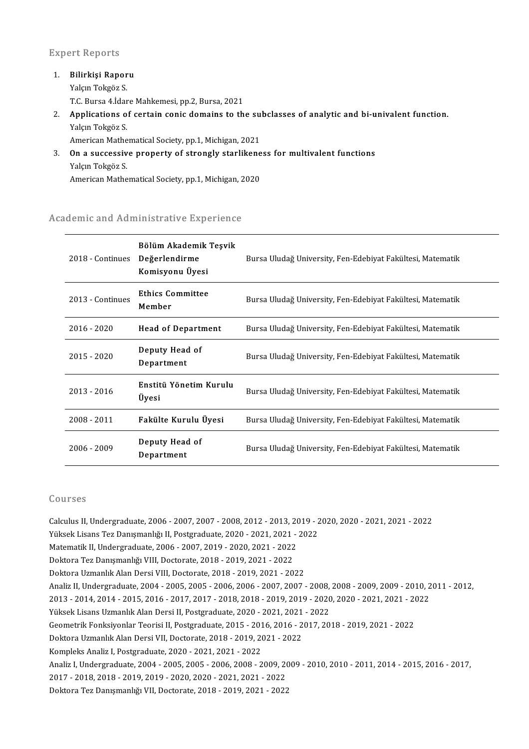## Expert Reports

1. **Bilirkişi Raporu**
   Yalçın Tokgöz S.
   T.C. Bursa 4.İdare Mahkemesi, pp.2, Bursa, 2021
2. **Applications of certain conic domains to the subclasses of analytic and bi-univalent function.**
   Yalçın Tokgöz S.
   American Mathematical Society, pp.1, Michigan, 2021
3. **On a successive property of strongly starlikeness for multivalent functions**
   Yalçın Tokgöz S.
   American Mathematical Society, pp.1, Michigan, 2020

## Academic and Administrative Experience

| | | |
|---|---|---|
| 2018 - Continues | **Bölüm Akademik Teşvik Değerlendirme Komisyonu Üyesi** | Bursa Uludağ University, Fen-Edebiyat Fakültesi, Matematik |
| 2013 - Continues | **Ethics Committee Member** | Bursa Uludağ University, Fen-Edebiyat Fakültesi, Matematik |
| 2016 - 2020 | **Head of Department** | Bursa Uludağ University, Fen-Edebiyat Fakültesi, Matematik |
| 2015 - 2020 | **Deputy Head of Department** | Bursa Uludağ University, Fen-Edebiyat Fakültesi, Matematik |
| 2013 - 2016 | **Enstitü Yönetim Kurulu Üyesi** | Bursa Uludağ University, Fen-Edebiyat Fakültesi, Matematik |
| 2008 - 2011 | **Fakülte Kurulu Üyesi** | Bursa Uludağ University, Fen-Edebiyat Fakültesi, Matematik |
| 2006 - 2009 | **Deputy Head of Department** | Bursa Uludağ University, Fen-Edebiyat Fakültesi, Matematik |

## Courses

Calculus II, Undergraduate, 2006 - 2007, 2007 - 2008, 2012 - 2013, 2019 - 2020, 2020 - 2021, 2021 - 2022
Yüksek Lisans Tez Danışmanlığı II, Postgraduate, 2020 - 2021, 2021 - 2022
Matematik II, Undergraduate, 2006 - 2007, 2019 - 2020, 2021 - 2022
Doktora Tez Danışmanlığı VIII, Doctorate, 2018 - 2019, 2021 - 2022
Doktora Uzmanlık Alan Dersi VIII, Doctorate, 2018 - 2019, 2021 - 2022
Analiz II, Undergraduate, 2004 - 2005, 2005 - 2006, 2006 - 2007, 2007 - 2008, 2008 - 2009, 2009 - 2010, 2011 - 2012, 2013 - 2014, 2014 - 2015, 2016 - 2017, 2017 - 2018, 2018 - 2019, 2019 - 2020, 2020 - 2021, 2021 - 2022
Yüksek Lisans Uzmanlık Alan Dersi II, Postgraduate, 2020 - 2021, 2021 - 2022
Geometrik Fonksiyonlar Teorisi II, Postgraduate, 2015 - 2016, 2016 - 2017, 2018 - 2019, 2021 - 2022
Doktora Uzmanlık Alan Dersi VII, Doctorate, 2018 - 2019, 2021 - 2022
Kompleks Analiz I, Postgraduate, 2020 - 2021, 2021 - 2022
Analiz I, Undergraduate, 2004 - 2005, 2005 - 2006, 2008 - 2009, 2009 - 2010, 2010 - 2011, 2014 - 2015, 2016 - 2017, 2017 - 2018, 2018 - 2019, 2019 - 2020, 2020 - 2021, 2021 - 2022
Doktora Tez Danışmanlığı VII, Doctorate, 2018 - 2019, 2021 - 2022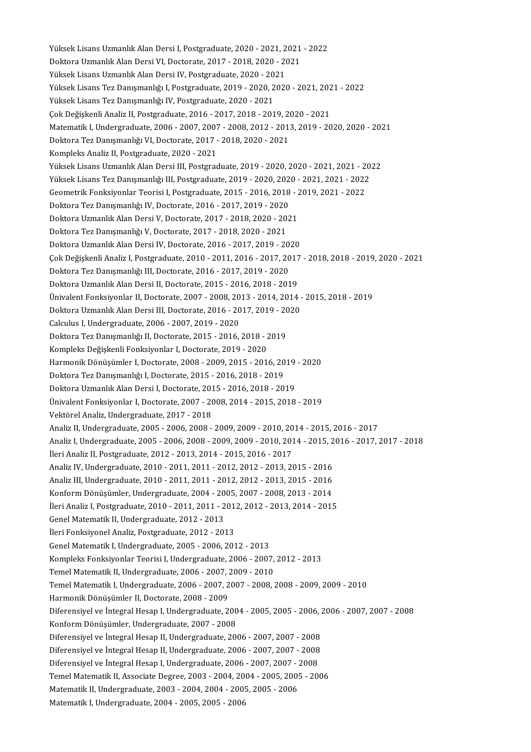Yüksek Lisans Uzmanlık Alan Dersi I, Postgraduate, 2020 - 2021, 2021 - 2022
Doktora Uzmanlık Alan Dersi VI, Doctorate, 2017 - 2018, 2020 - 2021
Yüksek Lisans Uzmanlık Alan Dersi IV, Postgraduate, 2020 - 2021
Yüksek Lisans Tez Danışmanlığı I, Postgraduate, 2019 - 2020, 2020 - 2021, 2021 - 2022
Yüksek Lisans Tez Danışmanlığı IV, Postgraduate, 2020 - 2021
Çok Değişkenli Analiz II, Postgraduate, 2016 - 2017, 2018 - 2019, 2020 - 2021
Matematik I, Undergraduate, 2006 - 2007, 2007 - 2008, 2012 - 2013, 2019 - 2020, 2020 - 2021
Doktora Tez Danışmanlığı VI, Doctorate, 2017 - 2018, 2020 - 2021
Kompleks Analiz II, Postgraduate, 2020 - 2021
Yüksek Lisans Uzmanlık Alan Dersi III, Postgraduate, 2019 - 2020, 2020 - 2021, 2021 - 2022
Yüksek Lisans Tez Danışmanlığı III, Postgraduate, 2019 - 2020, 2020 - 2021, 2021 - 2022
Geometrik Fonksiyonlar Teorisi I, Postgraduate, 2015 - 2016, 2018 - 2019, 2021 - 2022
Doktora Tez Danışmanlığı IV, Doctorate, 2016 - 2017, 2019 - 2020
Doktora Uzmanlık Alan Dersi V, Doctorate, 2017 - 2018, 2020 - 2021
Doktora Tez Danışmanlığı V, Doctorate, 2017 - 2018, 2020 - 2021
Doktora Uzmanlık Alan Dersi IV, Doctorate, 2016 - 2017, 2019 - 2020
Çok Değişkenli Analiz I, Postgraduate, 2010 - 2011, 2016 - 2017, 2017 - 2018, 2018 - 2019, 2020 - 2021
Doktora Tez Danışmanlığı III, Doctorate, 2016 - 2017, 2019 - 2020
Doktora Uzmanlık Alan Dersi II, Doctorate, 2015 - 2016, 2018 - 2019
Ünivalent Fonksiyonlar II, Doctorate, 2007 - 2008, 2013 - 2014, 2014 - 2015, 2018 - 2019
Doktora Uzmanlık Alan Dersi III, Doctorate, 2016 - 2017, 2019 - 2020
Calculus I, Undergraduate, 2006 - 2007, 2019 - 2020
Doktora Tez Danışmanlığı II, Doctorate, 2015 - 2016, 2018 - 2019
Kompleks Değişkenli Fonksiyonlar I, Doctorate, 2019 - 2020
Harmonik Dönüşümler I, Doctorate, 2008 - 2009, 2015 - 2016, 2019 - 2020
Doktora Tez Danışmanlığı I, Doctorate, 2015 - 2016, 2018 - 2019
Doktora Uzmanlık Alan Dersi I, Doctorate, 2015 - 2016, 2018 - 2019
Ünivalent Fonksiyonlar I, Doctorate, 2007 - 2008, 2014 - 2015, 2018 - 2019
Vektörel Analiz, Undergraduate, 2017 - 2018
Analiz II, Undergraduate, 2005 - 2006, 2008 - 2009, 2009 - 2010, 2014 - 2015, 2016 - 2017
Analiz I, Undergraduate, 2005 - 2006, 2008 - 2009, 2009 - 2010, 2014 - 2015, 2016 - 2017, 2017 - 2018
İleri Analiz II, Postgraduate, 2012 - 2013, 2014 - 2015, 2016 - 2017
Analiz IV, Undergraduate, 2010 - 2011, 2011 - 2012, 2012 - 2013, 2015 - 2016
Analiz III, Undergraduate, 2010 - 2011, 2011 - 2012, 2012 - 2013, 2015 - 2016
Konform Dönüşümler, Undergraduate, 2004 - 2005, 2007 - 2008, 2013 - 2014
İleri Analiz I, Postgraduate, 2010 - 2011, 2011 - 2012, 2012 - 2013, 2014 - 2015
Genel Matematik II, Undergraduate, 2012 - 2013
İleri Fonksiyonel Analiz, Postgraduate, 2012 - 2013
Genel Matematik I, Undergraduate, 2005 - 2006, 2012 - 2013
Kompleks Fonksiyonlar Teorisi I, Undergraduate, 2006 - 2007, 2012 - 2013
Temel Matematik II, Undergraduate, 2006 - 2007, 2009 - 2010
Temel Matematik I, Undergraduate, 2006 - 2007, 2007 - 2008, 2008 - 2009, 2009 - 2010
Harmonik Dönüşümler II, Doctorate, 2008 - 2009
Diferensiyel ve İntegral Hesap I, Undergraduate, 2004 - 2005, 2005 - 2006, 2006 - 2007, 2007 - 2008
Konform Dönüşümler, Undergraduate, 2007 - 2008
Diferensiyel ve İntegral Hesap II, Undergraduate, 2006 - 2007, 2007 - 2008
Diferensiyel ve İntegral Hesap II, Undergraduate, 2006 - 2007, 2007 - 2008
Diferensiyel ve İntegral Hesap I, Undergraduate, 2006 - 2007, 2007 - 2008
Temel Matematik II, Associate Degree, 2003 - 2004, 2004 - 2005, 2005 - 2006
Matematik II, Undergraduate, 2003 - 2004, 2004 - 2005, 2005 - 2006
Matematik I, Undergraduate, 2004 - 2005, 2005 - 2006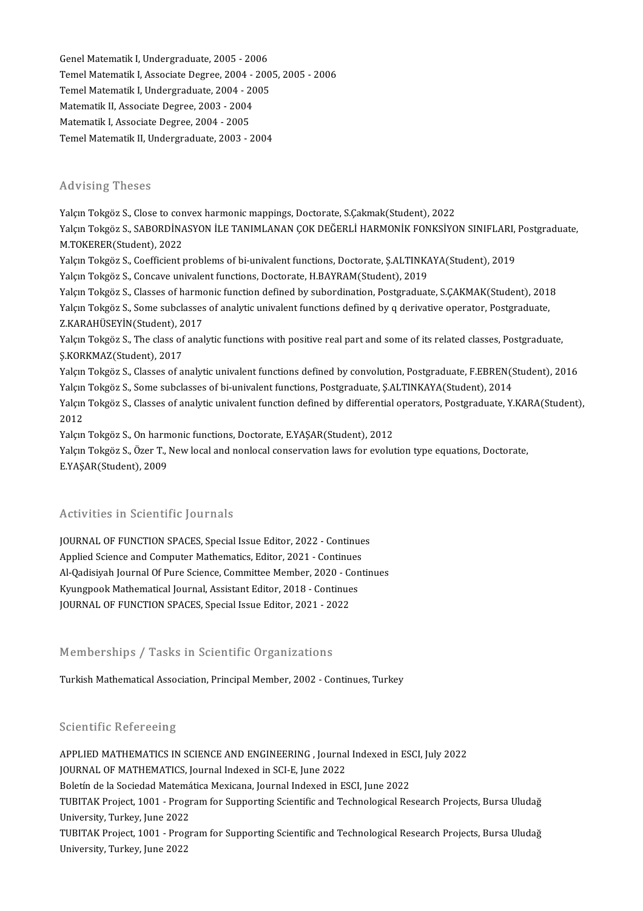Genel Matematik I, Undergraduate, 2005 - 2006
Temel Matematik I, Associate Degree, 2004 - 2005, 2005 - 2006
Temel Matematik I, Undergraduate, 2004 - 2005
Matematik II, Associate Degree, 2003 - 2004
Matematik I, Associate Degree, 2004 - 2005
Temel Matematik II, Undergraduate, 2003 - 2004

## Advising Theses

Yalçın Tokgöz S., Close to convex harmonic mappings, Doctorate, S.Çakmak(Student), 2022
Yalçın Tokgöz S., SABORDİNASYON İLE TANIMLANAN ÇOK DEĞERLİ HARMONİK FONKSİYON SINIFLARI, Postgraduate, M.TOKERER(Student), 2022
Yalçın Tokgöz S., Coefficient problems of bi-univalent functions, Doctorate, Ş.ALTINKAYA(Student), 2019
Yalçın Tokgöz S., Concave univalent functions, Doctorate, H.BAYRAM(Student), 2019
Yalçın Tokgöz S., Classes of harmonic function defined by subordination, Postgraduate, S.ÇAKMAK(Student), 2018
Yalçın Tokgöz S., Some subclasses of analytic univalent functions defined by q derivative operator, Postgraduate, Z.KARAHÜSEYİN(Student), 2017
Yalçın Tokgöz S., The class of analytic functions with positive real part and some of its related classes, Postgraduate, Ş.KORKMAZ(Student), 2017
Yalçın Tokgöz S., Classes of analytic univalent functions defined by convolution, Postgraduate, F.EBREN(Student), 2016
Yalçın Tokgöz S., Some subclasses of bi-univalent functions, Postgraduate, Ş.ALTINKAYA(Student), 2014
Yalçın Tokgöz S., Classes of analytic univalent function defined by differential operators, Postgraduate, Y.KARA(Student), 2012
Yalçın Tokgöz S., On harmonic functions, Doctorate, E.YAŞAR(Student), 2012
Yalçın Tokgöz S., Özer T., New local and nonlocal conservation laws for evolution type equations, Doctorate, E.YAŞAR(Student), 2009

## Activities in Scientific Journals

JOURNAL OF FUNCTION SPACES, Special Issue Editor, 2022 - Continues
Applied Science and Computer Mathematics, Editor, 2021 - Continues
Al-Qadisiyah Journal Of Pure Science, Committee Member, 2020 - Continues
Kyungpook Mathematical Journal, Assistant Editor, 2018 - Continues
JOURNAL OF FUNCTION SPACES, Special Issue Editor, 2021 - 2022

## Memberships / Tasks in Scientific Organizations

Turkish Mathematical Association, Principal Member, 2002 - Continues, Turkey

## Scientific Refereeing

APPLIED MATHEMATICS IN SCIENCE AND ENGINEERING , Journal Indexed in ESCI, July 2022
JOURNAL OF MATHEMATICS, Journal Indexed in SCI-E, June 2022
Boletín de la Sociedad Matemática Mexicana, Journal Indexed in ESCI, June 2022
TUBITAK Project, 1001 - Program for Supporting Scientific and Technological Research Projects, Bursa Uludağ University, Turkey, June 2022
TUBITAK Project, 1001 - Program for Supporting Scientific and Technological Research Projects, Bursa Uludağ University, Turkey, June 2022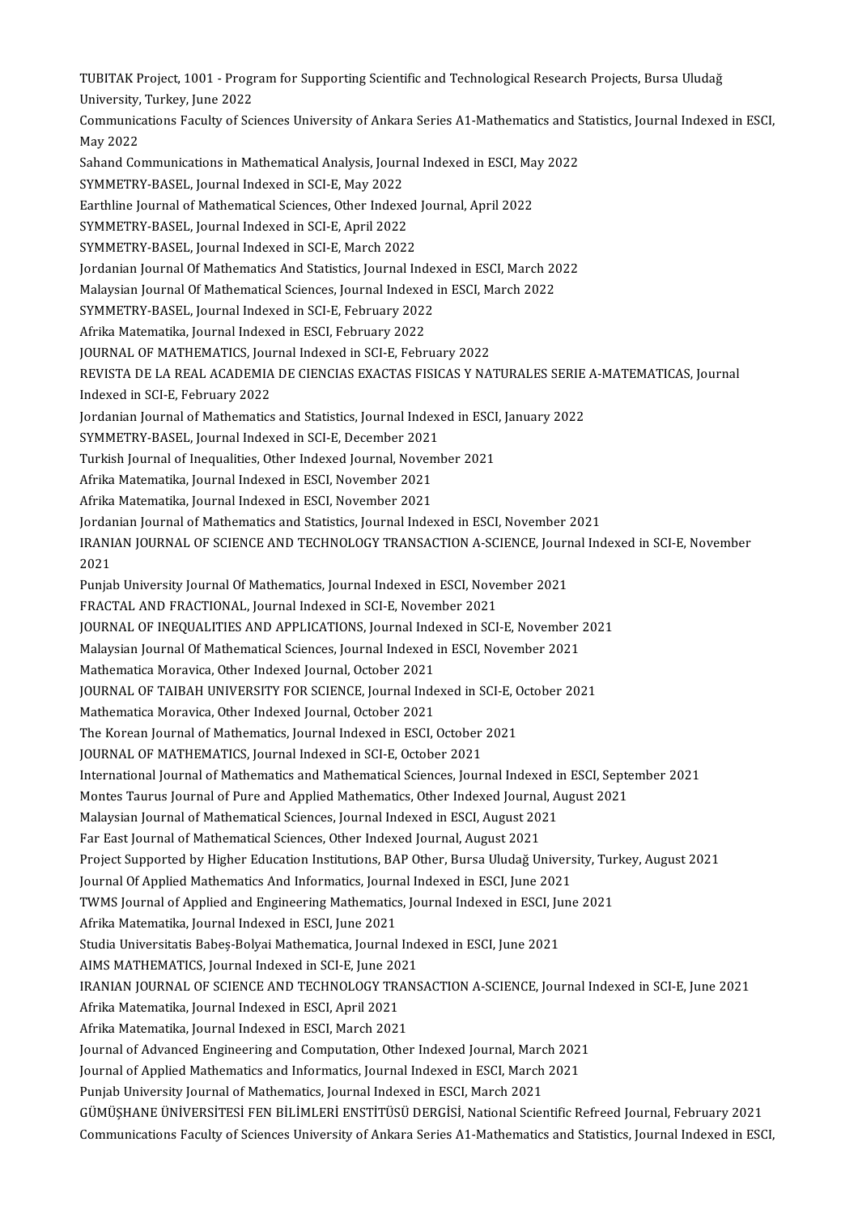TUBITAK Project, 1001 - Program for Supporting Scientific and Technological Research Projects, Bursa Uludağ University, Turkey, June 2022
Communications Faculty of Sciences University of Ankara Series A1-Mathematics and Statistics, Journal Indexed in ESCI, May 2022
Sahand Communications in Mathematical Analysis, Journal Indexed in ESCI, May 2022
SYMMETRY-BASEL, Journal Indexed in SCI-E, May 2022
Earthline Journal of Mathematical Sciences, Other Indexed Journal, April 2022
SYMMETRY-BASEL, Journal Indexed in SCI-E, April 2022
SYMMETRY-BASEL, Journal Indexed in SCI-E, March 2022
Jordanian Journal Of Mathematics And Statistics, Journal Indexed in ESCI, March 2022
Malaysian Journal Of Mathematical Sciences, Journal Indexed in ESCI, March 2022
SYMMETRY-BASEL, Journal Indexed in SCI-E, February 2022
Afrika Matematika, Journal Indexed in ESCI, February 2022
JOURNAL OF MATHEMATICS, Journal Indexed in SCI-E, February 2022
REVISTA DE LA REAL ACADEMIA DE CIENCIAS EXACTAS FISICAS Y NATURALES SERIE A-MATEMATICAS, Journal Indexed in SCI-E, February 2022
Jordanian Journal of Mathematics and Statistics, Journal Indexed in ESCI, January 2022
SYMMETRY-BASEL, Journal Indexed in SCI-E, December 2021
Turkish Journal of Inequalities, Other Indexed Journal, November 2021
Afrika Matematika, Journal Indexed in ESCI, November 2021
Afrika Matematika, Journal Indexed in ESCI, November 2021
Jordanian Journal of Mathematics and Statistics, Journal Indexed in ESCI, November 2021
IRANIAN JOURNAL OF SCIENCE AND TECHNOLOGY TRANSACTION A-SCIENCE, Journal Indexed in SCI-E, November 2021
Punjab University Journal Of Mathematics, Journal Indexed in ESCI, November 2021
FRACTAL AND FRACTIONAL, Journal Indexed in SCI-E, November 2021
JOURNAL OF INEQUALITIES AND APPLICATIONS, Journal Indexed in SCI-E, November 2021
Malaysian Journal Of Mathematical Sciences, Journal Indexed in ESCI, November 2021
Mathematica Moravica, Other Indexed Journal, October 2021
JOURNAL OF TAIBAH UNIVERSITY FOR SCIENCE, Journal Indexed in SCI-E, October 2021
Mathematica Moravica, Other Indexed Journal, October 2021
The Korean Journal of Mathematics, Journal Indexed in ESCI, October 2021
JOURNAL OF MATHEMATICS, Journal Indexed in SCI-E, October 2021
International Journal of Mathematics and Mathematical Sciences, Journal Indexed in ESCI, September 2021
Montes Taurus Journal of Pure and Applied Mathematics, Other Indexed Journal, August 2021
Malaysian Journal of Mathematical Sciences, Journal Indexed in ESCI, August 2021
Far East Journal of Mathematical Sciences, Other Indexed Journal, August 2021
Project Supported by Higher Education Institutions, BAP Other, Bursa Uludağ University, Turkey, August 2021
Journal Of Applied Mathematics And Informatics, Journal Indexed in ESCI, June 2021
TWMS Journal of Applied and Engineering Mathematics, Journal Indexed in ESCI, June 2021
Afrika Matematika, Journal Indexed in ESCI, June 2021
Studia Universitatis Babeş-Bolyai Mathematica, Journal Indexed in ESCI, June 2021
AIMS MATHEMATICS, Journal Indexed in SCI-E, June 2021
IRANIAN JOURNAL OF SCIENCE AND TECHNOLOGY TRANSACTION A-SCIENCE, Journal Indexed in SCI-E, June 2021
Afrika Matematika, Journal Indexed in ESCI, April 2021
Afrika Matematika, Journal Indexed in ESCI, March 2021
Journal of Advanced Engineering and Computation, Other Indexed Journal, March 2021
Journal of Applied Mathematics and Informatics, Journal Indexed in ESCI, March 2021
Punjab University Journal of Mathematics, Journal Indexed in ESCI, March 2021
GÜMÜŞHANE ÜNİVERSİTESİ FEN BİLİMLERİ ENSTİTÜSÜ DERGİSİ, National Scientific Refreed Journal, February 2021
Communications Faculty of Sciences University of Ankara Series A1-Mathematics and Statistics, Journal Indexed in ESCI,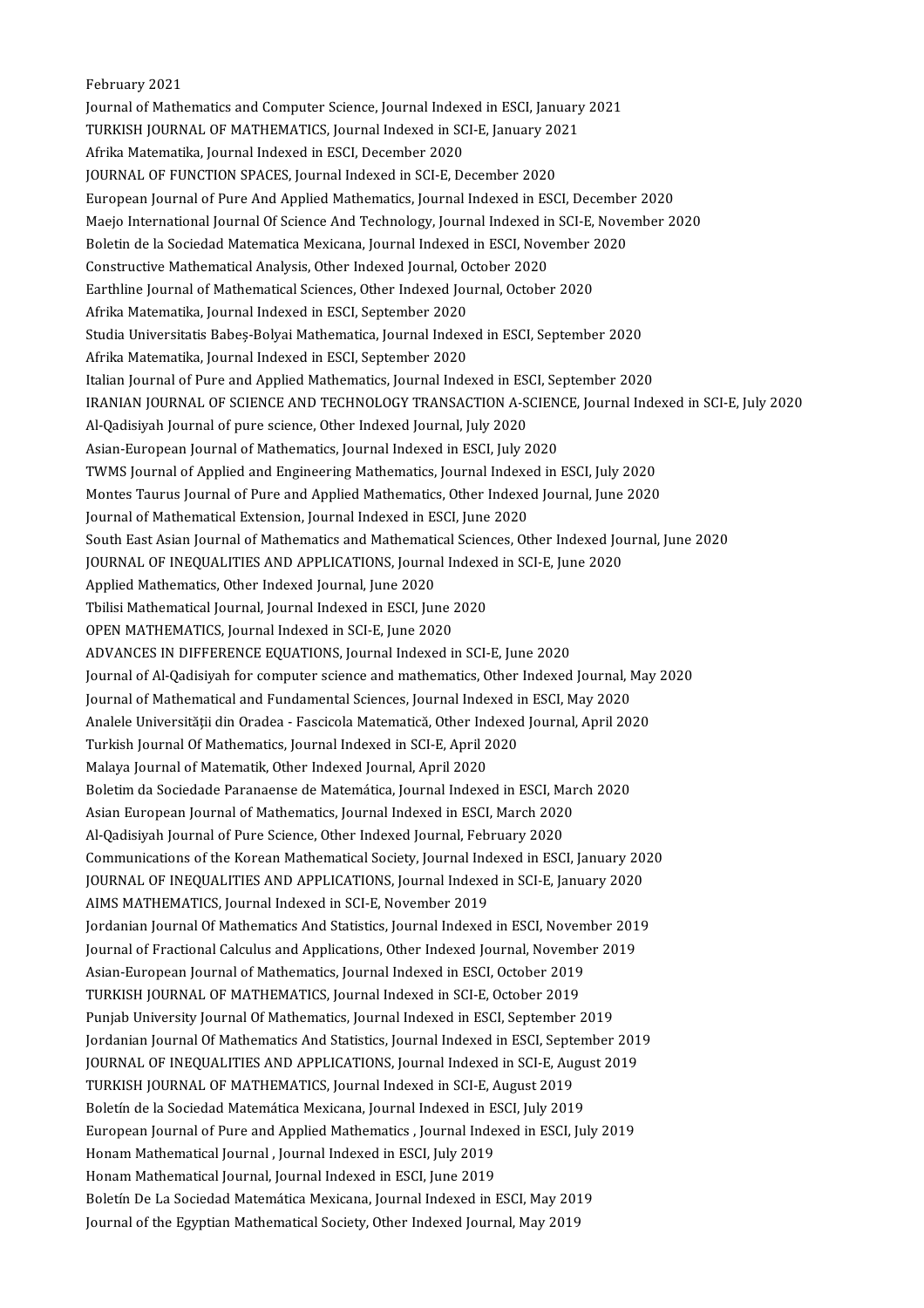February 2021
Journal of Mathematics and Computer Science, Journal Indexed in ESCI, January 2021
TURKISH JOURNAL OF MATHEMATICS, Journal Indexed in SCI-E, January 2021
Afrika Matematika, Journal Indexed in ESCI, December 2020
JOURNAL OF FUNCTION SPACES, Journal Indexed in SCI-E, December 2020
European Journal of Pure And Applied Mathematics, Journal Indexed in ESCI, December 2020
Maejo International Journal Of Science And Technology, Journal Indexed in SCI-E, November 2020
Boletin de la Sociedad Matematica Mexicana, Journal Indexed in ESCI, November 2020
Constructive Mathematical Analysis, Other Indexed Journal, October 2020
Earthline Journal of Mathematical Sciences, Other Indexed Journal, October 2020
Afrika Matematika, Journal Indexed in ESCI, September 2020
Studia Universitatis Babeş-Bolyai Mathematica, Journal Indexed in ESCI, September 2020
Afrika Matematika, Journal Indexed in ESCI, September 2020
Italian Journal of Pure and Applied Mathematics, Journal Indexed in ESCI, September 2020
IRANIAN JOURNAL OF SCIENCE AND TECHNOLOGY TRANSACTION A-SCIENCE, Journal Indexed in SCI-E, July 2020
Al-Qadisiyah Journal of pure science, Other Indexed Journal, July 2020
Asian-European Journal of Mathematics, Journal Indexed in ESCI, July 2020
TWMS Journal of Applied and Engineering Mathematics, Journal Indexed in ESCI, July 2020
Montes Taurus Journal of Pure and Applied Mathematics, Other Indexed Journal, June 2020
Journal of Mathematical Extension, Journal Indexed in ESCI, June 2020
South East Asian Journal of Mathematics and Mathematical Sciences, Other Indexed Journal, June 2020
JOURNAL OF INEQUALITIES AND APPLICATIONS, Journal Indexed in SCI-E, June 2020
Applied Mathematics, Other Indexed Journal, June 2020
Tbilisi Mathematical Journal, Journal Indexed in ESCI, June 2020
OPEN MATHEMATICS, Journal Indexed in SCI-E, June 2020
ADVANCES IN DIFFERENCE EQUATIONS, Journal Indexed in SCI-E, June 2020
Journal of Al-Qadisiyah for computer science and mathematics, Other Indexed Journal, May 2020
Journal of Mathematical and Fundamental Sciences, Journal Indexed in ESCI, May 2020
Analele Universității din Oradea - Fascicola Matematică, Other Indexed Journal, April 2020
Turkish Journal Of Mathematics, Journal Indexed in SCI-E, April 2020
Malaya Journal of Matematik, Other Indexed Journal, April 2020
Boletim da Sociedade Paranaense de Matemática, Journal Indexed in ESCI, March 2020
Asian European Journal of Mathematics, Journal Indexed in ESCI, March 2020
Al-Qadisiyah Journal of Pure Science, Other Indexed Journal, February 2020
Communications of the Korean Mathematical Society, Journal Indexed in ESCI, January 2020
JOURNAL OF INEQUALITIES AND APPLICATIONS, Journal Indexed in SCI-E, January 2020
AIMS MATHEMATICS, Journal Indexed in SCI-E, November 2019
Jordanian Journal Of Mathematics And Statistics, Journal Indexed in ESCI, November 2019
Journal of Fractional Calculus and Applications, Other Indexed Journal, November 2019
Asian-European Journal of Mathematics, Journal Indexed in ESCI, October 2019
TURKISH JOURNAL OF MATHEMATICS, Journal Indexed in SCI-E, October 2019
Punjab University Journal Of Mathematics, Journal Indexed in ESCI, September 2019
Jordanian Journal Of Mathematics And Statistics, Journal Indexed in ESCI, September 2019
JOURNAL OF INEQUALITIES AND APPLICATIONS, Journal Indexed in SCI-E, August 2019
TURKISH JOURNAL OF MATHEMATICS, Journal Indexed in SCI-E, August 2019
Boletín de la Sociedad Matemática Mexicana, Journal Indexed in ESCI, July 2019
European Journal of Pure and Applied Mathematics , Journal Indexed in ESCI, July 2019
Honam Mathematical Journal , Journal Indexed in ESCI, July 2019
Honam Mathematical Journal, Journal Indexed in ESCI, June 2019
Boletín De La Sociedad Matemática Mexicana, Journal Indexed in ESCI, May 2019
Journal of the Egyptian Mathematical Society, Other Indexed Journal, May 2019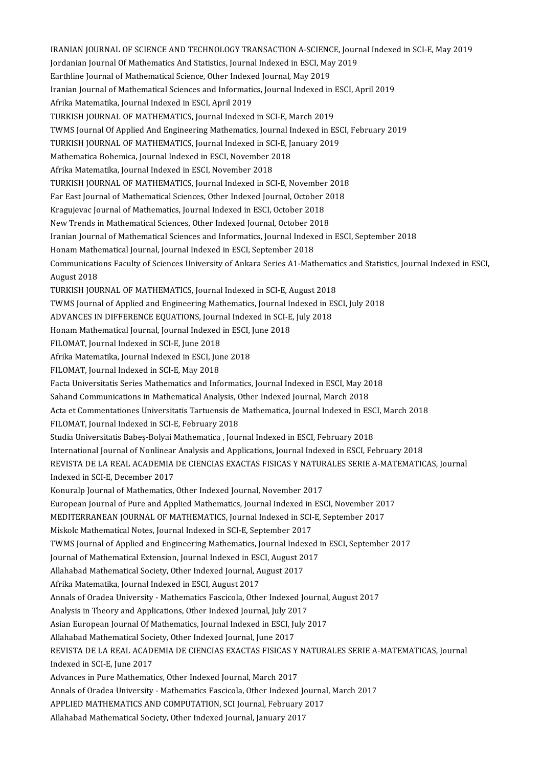IRANIAN JOURNAL OF SCIENCE AND TECHNOLOGY TRANSACTION A-SCIENCE, Journal Indexed in SCI-E, May 2019
Jordanian Journal Of Mathematics And Statistics, Journal Indexed in ESCI, May 2019
Earthline Journal of Mathematical Science, Other Indexed Journal, May 2019
Iranian Journal of Mathematical Sciences and Informatics, Journal Indexed in ESCI, April 2019
Afrika Matematika, Journal Indexed in ESCI, April 2019
TURKISH JOURNAL OF MATHEMATICS, Journal Indexed in SCI-E, March 2019
TWMS Journal Of Applied And Engineering Mathematics, Journal Indexed in ESCI, February 2019
TURKISH JOURNAL OF MATHEMATICS, Journal Indexed in SCI-E, January 2019
Mathematica Bohemica, Journal Indexed in ESCI, November 2018
Afrika Matematika, Journal Indexed in ESCI, November 2018
TURKISH JOURNAL OF MATHEMATICS, Journal Indexed in SCI-E, November 2018
Far East Journal of Mathematical Sciences, Other Indexed Journal, October 2018
Kragujevac Journal of Mathematics, Journal Indexed in ESCI, October 2018
New Trends in Mathematical Sciences, Other Indexed Journal, October 2018
Iranian Journal of Mathematical Sciences and Informatics, Journal Indexed in ESCI, September 2018
Honam Mathematical Journal, Journal Indexed in ESCI, September 2018
Communications Faculty of Sciences University of Ankara Series A1-Mathematics and Statistics, Journal Indexed in ESCI, August 2018
TURKISH JOURNAL OF MATHEMATICS, Journal Indexed in SCI-E, August 2018
TWMS Journal of Applied and Engineering Mathematics, Journal Indexed in ESCI, July 2018
ADVANCES IN DIFFERENCE EQUATIONS, Journal Indexed in SCI-E, July 2018
Honam Mathematical Journal, Journal Indexed in ESCI, June 2018
FILOMAT, Journal Indexed in SCI-E, June 2018
Afrika Matematika, Journal Indexed in ESCI, June 2018
FILOMAT, Journal Indexed in SCI-E, May 2018
Facta Universitatis Series Mathematics and Informatics, Journal Indexed in ESCI, May 2018
Sahand Communications in Mathematical Analysis, Other Indexed Journal, March 2018
Acta et Commentationes Universitatis Tartuensis de Mathematica, Journal Indexed in ESCI, March 2018
FILOMAT, Journal Indexed in SCI-E, February 2018
Studia Universitatis Babeş-Bolyai Mathematica , Journal Indexed in ESCI, February 2018
International Journal of Nonlinear Analysis and Applications, Journal Indexed in ESCI, February 2018
REVISTA DE LA REAL ACADEMIA DE CIENCIAS EXACTAS FISICAS Y NATURALES SERIE A-MATEMATICAS, Journal Indexed in SCI-E, December 2017
Konuralp Journal of Mathematics, Other Indexed Journal, November 2017
European Journal of Pure and Applied Mathematics, Journal Indexed in ESCI, November 2017
MEDITERRANEAN JOURNAL OF MATHEMATICS, Journal Indexed in SCI-E, September 2017
Miskolc Mathematical Notes, Journal Indexed in SCI-E, September 2017
TWMS Journal of Applied and Engineering Mathematics, Journal Indexed in ESCI, September 2017
Journal of Mathematical Extension, Journal Indexed in ESCI, August 2017
Allahabad Mathematical Society, Other Indexed Journal, August 2017
Afrika Matematika, Journal Indexed in ESCI, August 2017
Annals of Oradea University - Mathematics Fascicola, Other Indexed Journal, August 2017
Analysis in Theory and Applications, Other Indexed Journal, July 2017
Asian European Journal Of Mathematics, Journal Indexed in ESCI, July 2017
Allahabad Mathematical Society, Other Indexed Journal, June 2017
REVISTA DE LA REAL ACADEMIA DE CIENCIAS EXACTAS FISICAS Y NATURALES SERIE A-MATEMATICAS, Journal Indexed in SCI-E, June 2017
Advances in Pure Mathematics, Other Indexed Journal, March 2017
Annals of Oradea University - Mathematics Fascicola, Other Indexed Journal, March 2017
APPLIED MATHEMATICS AND COMPUTATION, SCI Journal, February 2017
Allahabad Mathematical Society, Other Indexed Journal, January 2017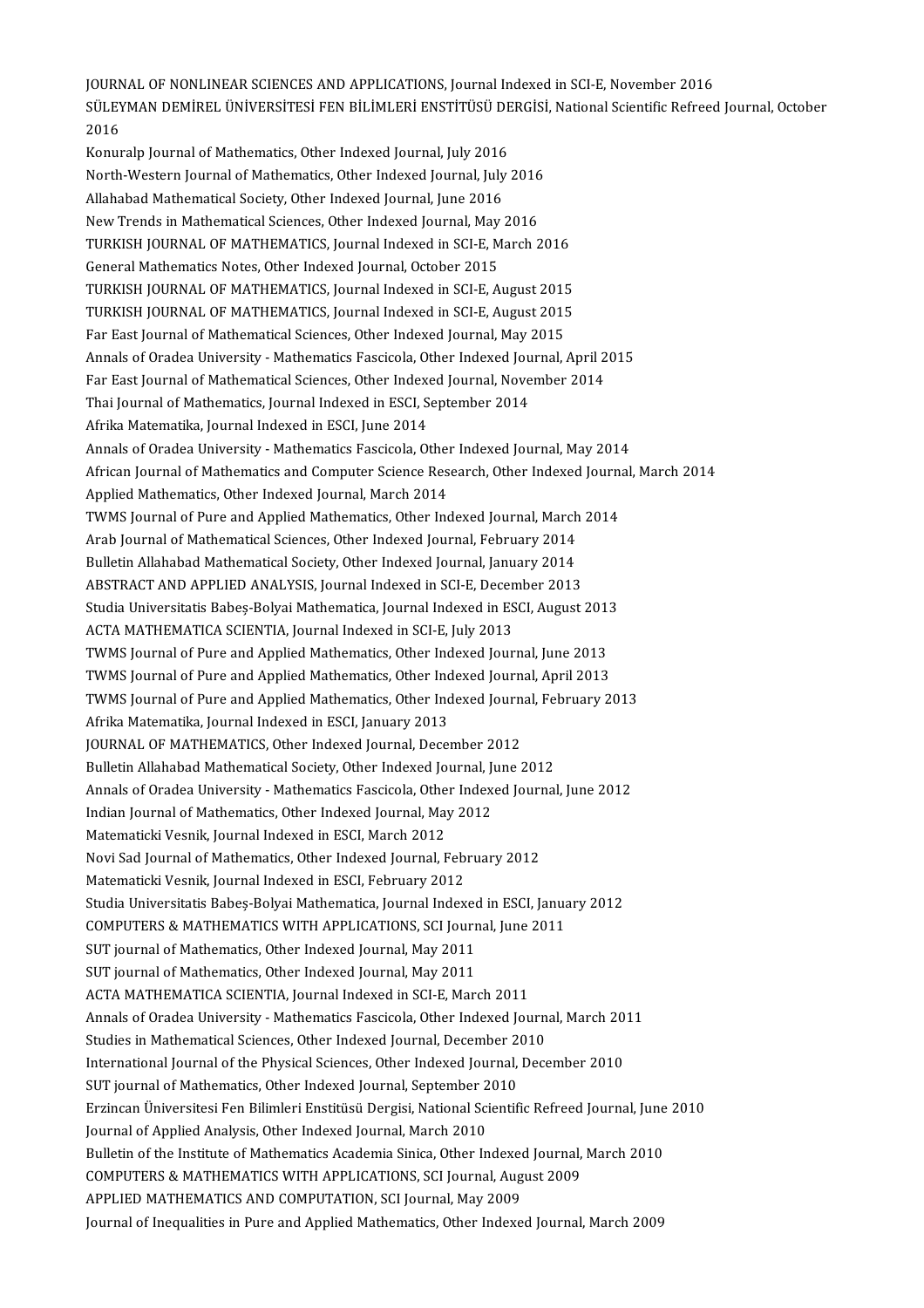JOURNAL OF NONLINEAR SCIENCES AND APPLICATIONS, Journal Indexed in SCI-E, November 2016
SÜLEYMAN DEMİREL ÜNİVERSİTESİ FEN BİLİMLERİ ENSTİTÜSÜ DERGİSİ, National Scientific Refreed Journal, October 2016
Konuralp Journal of Mathematics, Other Indexed Journal, July 2016
North-Western Journal of Mathematics, Other Indexed Journal, July 2016
Allahabad Mathematical Society, Other Indexed Journal, June 2016
New Trends in Mathematical Sciences, Other Indexed Journal, May 2016
TURKISH JOURNAL OF MATHEMATICS, Journal Indexed in SCI-E, March 2016
General Mathematics Notes, Other Indexed Journal, October 2015
TURKISH JOURNAL OF MATHEMATICS, Journal Indexed in SCI-E, August 2015
TURKISH JOURNAL OF MATHEMATICS, Journal Indexed in SCI-E, August 2015
Far East Journal of Mathematical Sciences, Other Indexed Journal, May 2015
Annals of Oradea University - Mathematics Fascicola, Other Indexed Journal, April 2015
Far East Journal of Mathematical Sciences, Other Indexed Journal, November 2014
Thai Journal of Mathematics, Journal Indexed in ESCI, September 2014
Afrika Matematika, Journal Indexed in ESCI, June 2014
Annals of Oradea University - Mathematics Fascicola, Other Indexed Journal, May 2014
African Journal of Mathematics and Computer Science Research, Other Indexed Journal, March 2014
Applied Mathematics, Other Indexed Journal, March 2014
TWMS Journal of Pure and Applied Mathematics, Other Indexed Journal, March 2014
Arab Journal of Mathematical Sciences, Other Indexed Journal, February 2014
Bulletin Allahabad Mathematical Society, Other Indexed Journal, January 2014
ABSTRACT AND APPLIED ANALYSIS, Journal Indexed in SCI-E, December 2013
Studia Universitatis Babeş-Bolyai Mathematica, Journal Indexed in ESCI, August 2013
ACTA MATHEMATICA SCIENTIA, Journal Indexed in SCI-E, July 2013
TWMS Journal of Pure and Applied Mathematics, Other Indexed Journal, June 2013
TWMS Journal of Pure and Applied Mathematics, Other Indexed Journal, April 2013
TWMS Journal of Pure and Applied Mathematics, Other Indexed Journal, February 2013
Afrika Matematika, Journal Indexed in ESCI, January 2013
JOURNAL OF MATHEMATICS, Other Indexed Journal, December 2012
Bulletin Allahabad Mathematical Society, Other Indexed Journal, June 2012
Annals of Oradea University - Mathematics Fascicola, Other Indexed Journal, June 2012
Indian Journal of Mathematics, Other Indexed Journal, May 2012
Matematicki Vesnik, Journal Indexed in ESCI, March 2012
Novi Sad Journal of Mathematics, Other Indexed Journal, February 2012
Matematicki Vesnik, Journal Indexed in ESCI, February 2012
Studia Universitatis Babeş-Bolyai Mathematica, Journal Indexed in ESCI, January 2012
COMPUTERS & MATHEMATICS WITH APPLICATIONS, SCI Journal, June 2011
SUT journal of Mathematics, Other Indexed Journal, May 2011
SUT journal of Mathematics, Other Indexed Journal, May 2011
ACTA MATHEMATICA SCIENTIA, Journal Indexed in SCI-E, March 2011
Annals of Oradea University - Mathematics Fascicola, Other Indexed Journal, March 2011
Studies in Mathematical Sciences, Other Indexed Journal, December 2010
International Journal of the Physical Sciences, Other Indexed Journal, December 2010
SUT journal of Mathematics, Other Indexed Journal, September 2010
Erzincan Üniversitesi Fen Bilimleri Enstitüsü Dergisi, National Scientific Refreed Journal, June 2010
Journal of Applied Analysis, Other Indexed Journal, March 2010
Bulletin of the Institute of Mathematics Academia Sinica, Other Indexed Journal, March 2010
COMPUTERS & MATHEMATICS WITH APPLICATIONS, SCI Journal, August 2009
APPLIED MATHEMATICS AND COMPUTATION, SCI Journal, May 2009
Journal of Inequalities in Pure and Applied Mathematics, Other Indexed Journal, March 2009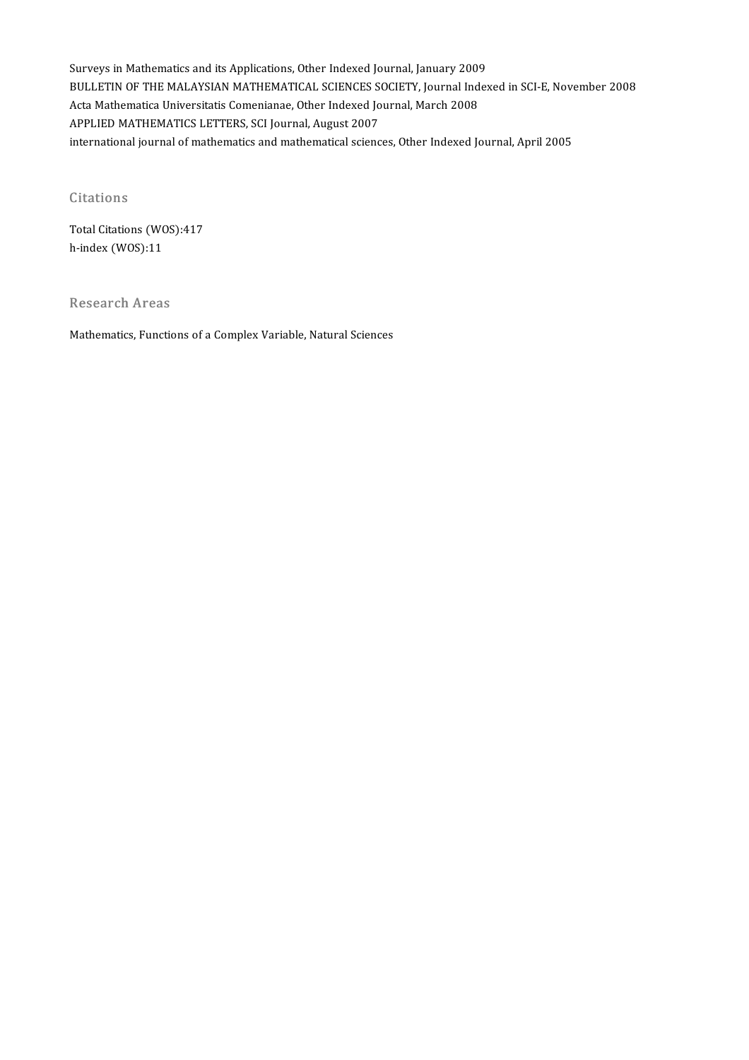Surveys in Mathematics and its Applications, Other Indexed Journal, January 2009
BULLETIN OF THE MALAYSIAN MATHEMATICAL SCIENCES SOCIETY, Journal Indexed in SCI-E, November 2008
Acta Mathematica Universitatis Comenianae, Other Indexed Journal, March 2008
APPLIED MATHEMATICS LETTERS, SCI Journal, August 2007
international journal of mathematics and mathematical sciences, Other Indexed Journal, April 2005

## Citations

Total Citations (WOS):417
h-index (WOS):11

## Research Areas

Mathematics, Functions of a Complex Variable, Natural Sciences